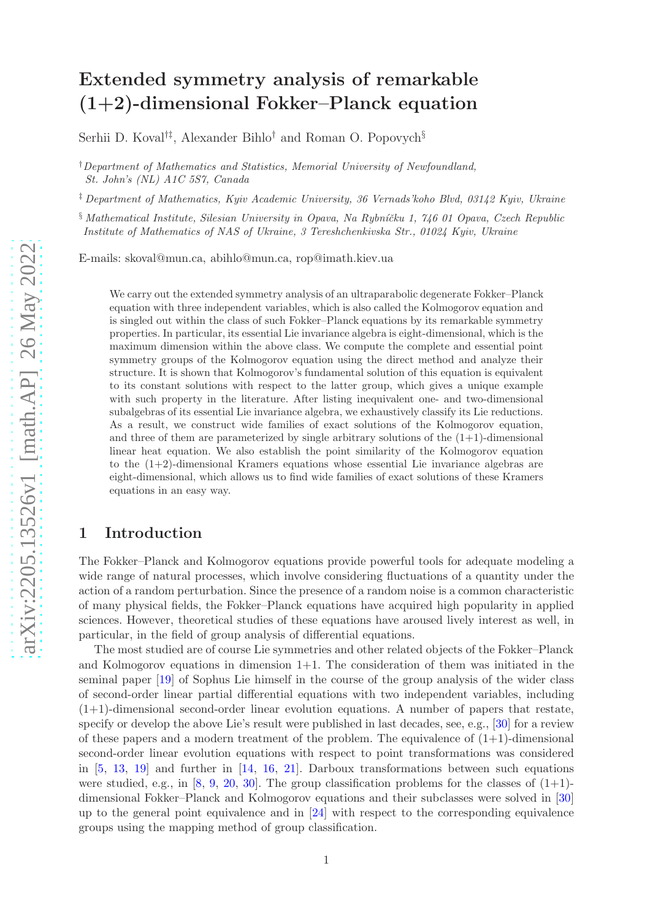# Extended symmetry analysis of remarkable (1+2)-dimensional Fokker–Planck equation

Serhii D. Koval[†‡], Alexander Bihlo[†] and Roman O. Popovych[§]

[†] *Department of Mathematics and Statistics, Memorial University of Newfoundland, St. John's (NL) A1C 5S7, Canada*

[‡] *Department of Mathematics, Kyiv Academic University, 36 Vernads'koho Blvd, 03142 Kyiv, Ukraine*

[§] *Mathematical Institute, Silesian University in Opava, Na Rybníčku 1, 746 01 Opava, Czech Republic*
*Institute of Mathematics of NAS of Ukraine, 3 Tereshchenkivska Str., 01024 Kyiv, Ukraine*

E-mails: skoval@mun.ca, abihlo@mun.ca, rop@imath.kiev.ua

We carry out the extended symmetry analysis of an ultraparabolic degenerate Fokker–Planck equation with three independent variables, which is also called the Kolmogorov equation and is singled out within the class of such Fokker–Planck equations by its remarkable symmetry properties. In particular, its essential Lie invariance algebra is eight-dimensional, which is the maximum dimension within the above class. We compute the complete and essential point symmetry groups of the Kolmogorov equation using the direct method and analyze their structure. It is shown that Kolmogorov's fundamental solution of this equation is equivalent to its constant solutions with respect to the latter group, which gives a unique example with such property in the literature. After listing inequivalent one- and two-dimensional subalgebras of its essential Lie invariance algebra, we exhaustively classify its Lie reductions. As a result, we construct wide families of exact solutions of the Kolmogorov equation, and three of them are parameterized by single arbitrary solutions of the (1+1)-dimensional linear heat equation. We also establish the point similarity of the Kolmogorov equation to the (1+2)-dimensional Kramers equations whose essential Lie invariance algebras are eight-dimensional, which allows us to find wide families of exact solutions of these Kramers equations in an easy way.

## 1 Introduction

The Fokker–Planck and Kolmogorov equations provide powerful tools for adequate modeling a wide range of natural processes, which involve considering fluctuations of a quantity under the action of a random perturbation. Since the presence of a random noise is a common characteristic of many physical fields, the Fokker–Planck equations have acquired high popularity in applied sciences. However, theoretical studies of these equations have aroused lively interest as well, in particular, in the field of group analysis of differential equations.

The most studied are of course Lie symmetries and other related objects of the Fokker–Planck and Kolmogorov equations in dimension 1+1. The consideration of them was initiated in the seminal paper [19] of Sophus Lie himself in the course of the group analysis of the wider class of second-order linear partial differential equations with two independent variables, including (1+1)-dimensional second-order linear evolution equations. A number of papers that restate, specify or develop the above Lie's result were published in last decades, see, e.g., [30] for a review of these papers and a modern treatment of the problem. The equivalence of (1+1)-dimensional second-order linear evolution equations with respect to point transformations was considered in [5, 13, 19] and further in [14, 16, 21]. Darboux transformations between such equations were studied, e.g., in [8, 9, 20, 30]. The group classification problems for the classes of (1+1)-dimensional Fokker–Planck and Kolmogorov equations and their subclasses were solved in [30] up to the general point equivalence and in [24] with respect to the corresponding equivalence groups using the mapping method of group classification.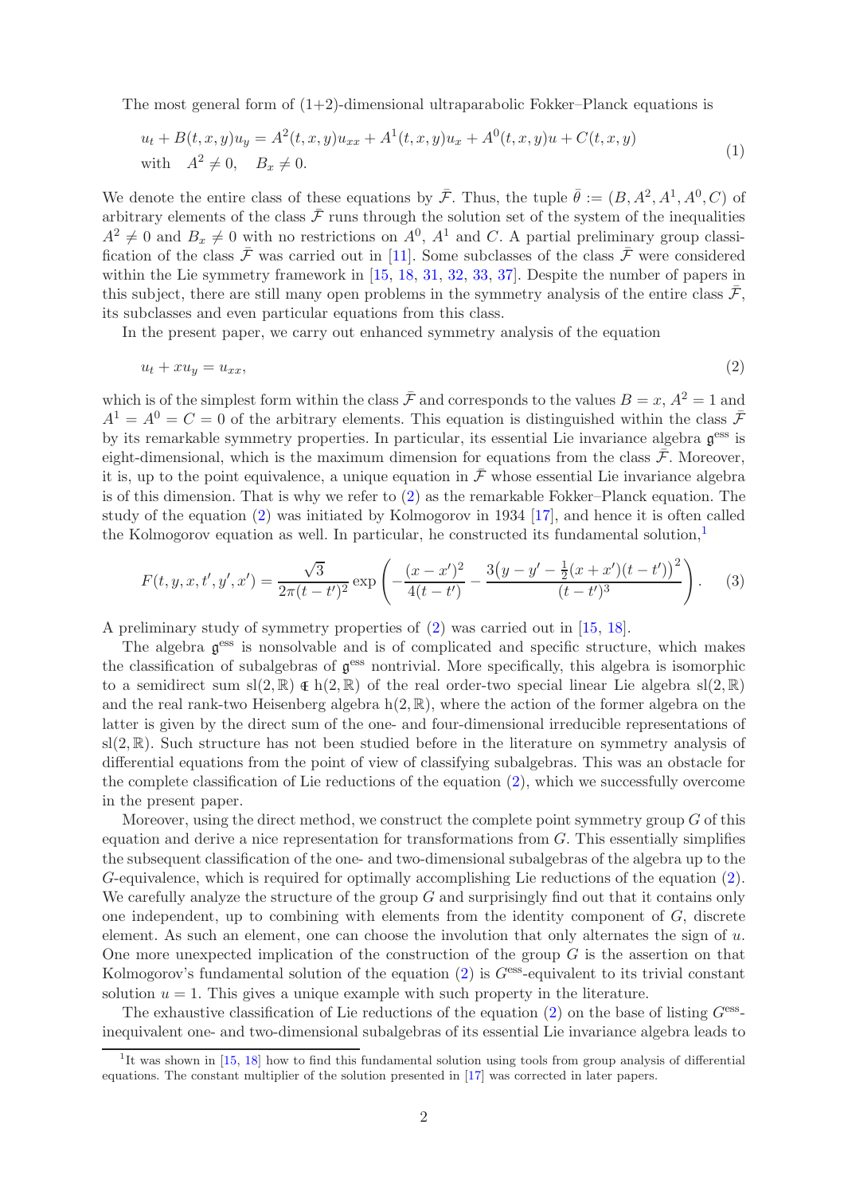The most general form of (1+2)-dimensional ultraparabolic Fokker–Planck equations is

$$
\begin{aligned}
&u_t + B(t,x,y)u_y = A^2(t,x,y)u_{xx} + A^1(t,x,y)u_x + A^0(t,x,y)u + C(t,x,y) \\
&\text{with}\quad A^2 \neq 0, \quad B_x \neq 0.
\end{aligned}
\tag{1}
$$

We denote the entire class of these equations by $\bar{\mathcal{F}}$. Thus, the tuple $\bar\theta := (B, A^2, A^1, A^0, C)$ of arbitrary elements of the class $\bar{\mathcal{F}}$ runs through the solution set of the system of the inequalities $A^2 \neq 0$ and $B_x \neq 0$ with no restrictions on $A^0$, $A^1$ and $C$. A partial preliminary group classification of the class $\bar{\mathcal{F}}$ was carried out in [11]. Some subclasses of the class $\bar{\mathcal{F}}$ were considered within the Lie symmetry framework in [15, 18, 31, 32, 33, 37]. Despite the number of papers in this subject, there are still many open problems in the symmetry analysis of the entire class $\bar{\mathcal{F}}$, its subclasses and even particular equations from this class.

In the present paper, we carry out enhanced symmetry analysis of the equation

$$
u_t + xu_y = u_{xx},
\tag{2}
$$

which is of the simplest form within the class $\bar{\mathcal{F}}$ and corresponds to the values $B = x$, $A^2 = 1$ and $A^1 = A^0 = C = 0$ of the arbitrary elements. This equation is distinguished within the class $\bar{\mathcal{F}}$ by its remarkable symmetry properties. In particular, its essential Lie invariance algebra $\mathfrak{g}^{\rm ess}$ is eight-dimensional, which is the maximum dimension for equations from the class $\bar{\mathcal{F}}$. Moreover, it is, up to the point equivalence, a unique equation in $\bar{\mathcal{F}}$ whose essential Lie invariance algebra is of this dimension. That is why we refer to (2) as the remarkable Fokker–Planck equation. The study of the equation (2) was initiated by Kolmogorov in 1934 [17], and hence it is often called the Kolmogorov equation as well. In particular, he constructed its fundamental solution,[1]

$$
F(t,y,x,t',y',x') = \frac{\sqrt{3}}{2\pi(t-t')^2}\exp\left(-\frac{(x-x')^2}{4(t-t')} - \frac{3\big(y-y'-\frac12(x+x')(t-t')\big)^2}{(t-t')^3}\right).
\tag{3}
$$

A preliminary study of symmetry properties of (2) was carried out in [15, 18].

The algebra $\mathfrak{g}^{\rm ess}$ is nonsolvable and is of complicated and specific structure, which makes the classification of subalgebras of $\mathfrak{g}^{\rm ess}$ nontrivial. More specifically, this algebra is isomorphic to a semidirect sum ${\rm sl}(2,\mathbb{R}) \in {\rm h}(2,\mathbb{R})$ of the real order-two special linear Lie algebra ${\rm sl}(2,\mathbb{R})$ and the real rank-two Heisenberg algebra ${\rm h}(2,\mathbb{R})$, where the action of the former algebra on the latter is given by the direct sum of the one- and four-dimensional irreducible representations of ${\rm sl}(2,\mathbb{R})$. Such structure has not been studied before in the literature on symmetry analysis of differential equations from the point of view of classifying subalgebras. This was an obstacle for the complete classification of Lie reductions of the equation (2), which we successfully overcome in the present paper.

Moreover, using the direct method, we construct the complete point symmetry group $G$ of this equation and derive a nice representation for transformations from $G$. This essentially simplifies the subsequent classification of the one- and two-dimensional subalgebras of the algebra up to the $G$-equivalence, which is required for optimally accomplishing Lie reductions of the equation (2). We carefully analyze the structure of the group $G$ and surprisingly find out that it contains only one independent, up to combining with elements from the identity component of $G$, discrete element. As such an element, one can choose the involution that only alternates the sign of $u$. One more unexpected implication of the construction of the group $G$ is the assertion on that Kolmogorov's fundamental solution of the equation (2) is $G^{\rm ess}$-equivalent to its trivial constant solution $u = 1$. This gives a unique example with such property in the literature.

The exhaustive classification of Lie reductions of the equation (2) on the base of listing $G^{\rm ess}$-inequivalent one- and two-dimensional subalgebras of its essential Lie invariance algebra leads to

[1] It was shown in [15, 18] how to find this fundamental solution using tools from group analysis of differential equations. The constant multiplier of the solution presented in [17] was corrected in later papers.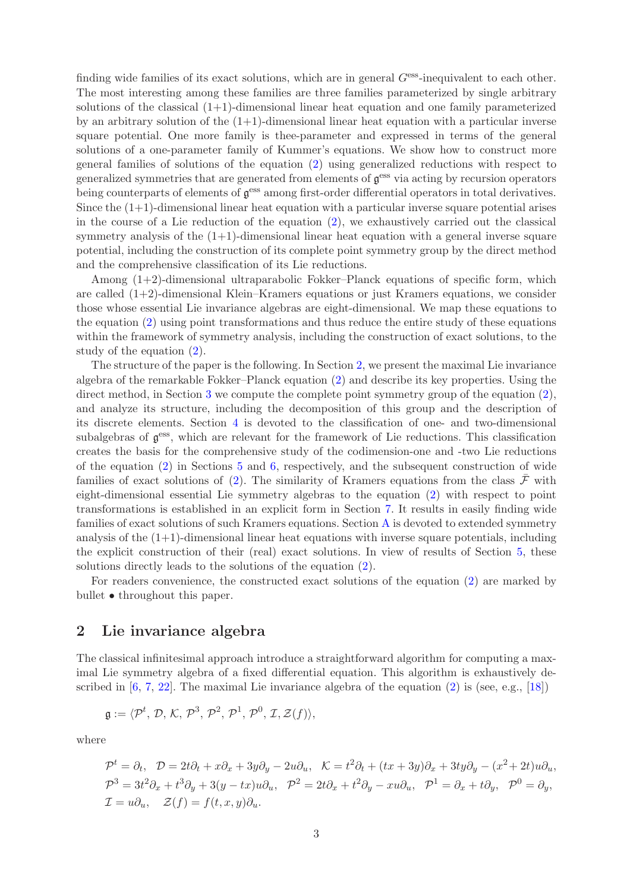finding wide families of its exact solutions, which are in general $G^{\rm ess}$-inequivalent to each other. The most interesting among these families are three families parameterized by single arbitrary solutions of the classical (1+1)-dimensional linear heat equation and one family parameterized by an arbitrary solution of the (1+1)-dimensional linear heat equation with a particular inverse square potential. One more family is thee-parameter and expressed in terms of the general solutions of a one-parameter family of Kummer's equations. We show how to construct more general families of solutions of the equation (2) using generalized reductions with respect to generalized symmetries that are generated from elements of $\mathfrak g^{\rm ess}$ via acting by recursion operators being counterparts of elements of $\mathfrak g^{\rm ess}$ among first-order differential operators in total derivatives. Since the (1+1)-dimensional linear heat equation with a particular inverse square potential arises in the course of a Lie reduction of the equation (2), we exhaustively carried out the classical symmetry analysis of the (1+1)-dimensional linear heat equation with a general inverse square potential, including the construction of its complete point symmetry group by the direct method and the comprehensive classification of its Lie reductions.

Among (1+2)-dimensional ultraparabolic Fokker–Planck equations of specific form, which are called (1+2)-dimensional Klein–Kramers equations or just Kramers equations, we consider those whose essential Lie invariance algebras are eight-dimensional. We map these equations to the equation (2) using point transformations and thus reduce the entire study of these equations within the framework of symmetry analysis, including the construction of exact solutions, to the study of the equation (2).

The structure of the paper is the following. In Section 2, we present the maximal Lie invariance algebra of the remarkable Fokker–Planck equation (2) and describe its key properties. Using the direct method, in Section 3 we compute the complete point symmetry group of the equation (2), and analyze its structure, including the decomposition of this group and the description of its discrete elements. Section 4 is devoted to the classification of one- and two-dimensional subalgebras of $\mathfrak g^{\rm ess}$, which are relevant for the framework of Lie reductions. This classification creates the basis for the comprehensive study of the codimension-one and -two Lie reductions of the equation (2) in Sections 5 and 6, respectively, and the subsequent construction of wide families of exact solutions of (2). The similarity of Kramers equations from the class $\bar{\mathcal F}$ with eight-dimensional essential Lie symmetry algebras to the equation (2) with respect to point transformations is established in an explicit form in Section 7. It results in easily finding wide families of exact solutions of such Kramers equations. Section A is devoted to extended symmetry analysis of the (1+1)-dimensional linear heat equations with inverse square potentials, including the explicit construction of their (real) exact solutions. In view of results of Section 5, these solutions directly leads to the solutions of the equation (2).

For readers convenience, the constructed exact solutions of the equation (2) are marked by bullet $\bullet$ throughout this paper.

## 2 Lie invariance algebra

The classical infinitesimal approach introduce a straightforward algorithm for computing a maximal Lie symmetry algebra of a fixed differential equation. This algorithm is exhaustively described in [6, 7, 22]. The maximal Lie invariance algebra of the equation (2) is (see, e.g., [18])

$$\mathfrak g:=\langle\mathcal P^t,\,\mathcal D,\,\mathcal K,\,\mathcal P^3,\,\mathcal P^2,\,\mathcal P^1,\,\mathcal P^0,\,\mathcal I,\,\mathcal Z(f)\rangle,$$

where

$$\begin{aligned}
&\mathcal P^t=\partial_t,\quad \mathcal D=2t\partial_t+x\partial_x+3y\partial_y-2u\partial_u,\quad \mathcal K=t^2\partial_t+(tx+3y)\partial_x+3ty\partial_y-(x^2+2t)u\partial_u,\\
&\mathcal P^3=3t^2\partial_x+t^3\partial_y+3(y-tx)u\partial_u,\quad \mathcal P^2=2t\partial_x+t^2\partial_y-xu\partial_u,\quad \mathcal P^1=\partial_x+t\partial_y,\quad \mathcal P^0=\partial_y,\\
&\mathcal I=u\partial_u,\quad \mathcal Z(f)=f(t,x,y)\partial_u.
\end{aligned}$$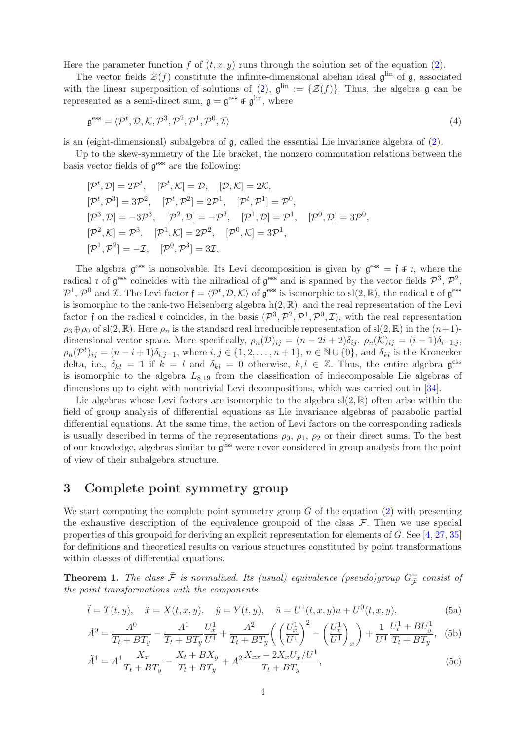Here the parameter function $f$ of $(t,x,y)$ runs through the solution set of the equation (2).

The vector fields $\mathcal{Z}(f)$ constitute the infinite-dimensional abelian ideal $\mathfrak{g}^{\rm lin}$ of $\mathfrak{g}$, associated with the linear superposition of solutions of (2), $\mathfrak{g}^{\rm lin} := \{\mathcal{Z}(f)\}$. Thus, the algebra $\mathfrak{g}$ can be represented as a semi-direct sum, $\mathfrak{g} = \mathfrak{g}^{\rm ess} \mathbin{\text{∈}\!\!\!\!\in} \mathfrak{g}^{\rm lin}$, where

$$
\mathfrak{g}^{\rm ess} = \langle \mathcal{P}^t, \mathcal{D}, \mathcal{K}, \mathcal{P}^3, \mathcal{P}^2, \mathcal{P}^1, \mathcal{P}^0, \mathcal{I}\rangle \tag{4}
$$

is an (eight-dimensional) subalgebra of $\mathfrak{g}$, called the essential Lie invariance algebra of (2).

Up to the skew-symmetry of the Lie bracket, the nonzero commutation relations between the basis vector fields of $\mathfrak{g}^{\rm ess}$ are the following:

$$
\begin{aligned}
&[\mathcal{P}^t,\mathcal{D}] = 2\mathcal{P}^t, \quad [\mathcal{P}^t,\mathcal{K}] = \mathcal{D}, \quad [\mathcal{D},\mathcal{K}] = 2\mathcal{K},\\
&[\mathcal{P}^t,\mathcal{P}^3] = 3\mathcal{P}^2, \quad [\mathcal{P}^t,\mathcal{P}^2] = 2\mathcal{P}^1, \quad [\mathcal{P}^t,\mathcal{P}^1] = \mathcal{P}^0,\\
&[\mathcal{P}^3,\mathcal{D}] = -3\mathcal{P}^3, \quad [\mathcal{P}^2,\mathcal{D}] = -\mathcal{P}^2, \quad [\mathcal{P}^1,\mathcal{D}] = \mathcal{P}^1, \quad [\mathcal{P}^0,\mathcal{D}] = 3\mathcal{P}^0,\\
&[\mathcal{P}^2,\mathcal{K}] = \mathcal{P}^3, \quad [\mathcal{P}^1,\mathcal{K}] = 2\mathcal{P}^2, \quad [\mathcal{P}^0,\mathcal{K}] = 3\mathcal{P}^1,\\
&[\mathcal{P}^1,\mathcal{P}^2] = -\mathcal{I}, \quad [\mathcal{P}^0,\mathcal{P}^3] = 3\mathcal{I}.
\end{aligned}
$$

The algebra $\mathfrak{g}^{\rm ess}$ is nonsolvable. Its Levi decomposition is given by $\mathfrak{g}^{\rm ess} = \mathfrak{f} \mathbin{\text{∈}\!\!\!\!\in} \mathfrak{r}$, where the radical $\mathfrak{r}$ of $\mathfrak{g}^{\rm ess}$ coincides with the nilradical of $\mathfrak{g}^{\rm ess}$ and is spanned by the vector fields $\mathcal{P}^3$, $\mathcal{P}^2$, $\mathcal{P}^1$, $\mathcal{P}^0$ and $\mathcal{I}$. The Levi factor $\mathfrak{f} = \langle \mathcal{P}^t, \mathcal{D}, \mathcal{K}\rangle$ of $\mathfrak{g}^{\rm ess}$ is isomorphic to ${\rm sl}(2,\mathbb{R})$, the radical $\mathfrak{r}$ of $\mathfrak{g}^{\rm ess}$ is isomorphic to the rank-two Heisenberg algebra ${\rm h}(2,\mathbb{R})$, and the real representation of the Levi factor $\mathfrak{f}$ on the radical $\mathfrak{r}$ coincides, in the basis $(\mathcal{P}^3, \mathcal{P}^2, \mathcal{P}^1, \mathcal{P}^0, \mathcal{I})$, with the real representation $\rho_3 \oplus \rho_0$ of ${\rm sl}(2,\mathbb{R})$. Here $\rho_n$ is the standard real irreducible representation of ${\rm sl}(2,\mathbb{R})$ in the $(n+1)$-dimensional vector space. More specifically, $\rho_n(\mathcal{D})_{ij} = (n-2i+2)\delta_{ij}$, $\rho_n(\mathcal{K})_{ij} = (i-1)\delta_{i-1,j}$, $\rho_n(\mathcal{P}^t)_{ij} = (n-i+1)\delta_{i,j-1}$, where $i,j \in \{1,2,\dots,n+1\}$, $n \in \mathbb{N}\cup\{0\}$, and $\delta_{kl}$ is the Kronecker delta, i.e., $\delta_{kl} = 1$ if $k = l$ and $\delta_{kl} = 0$ otherwise, $k,l \in \mathbb{Z}$. Thus, the entire algebra $\mathfrak{g}^{\rm ess}$ is isomorphic to the algebra $L_{8,19}$ from the classification of indecomposable Lie algebras of dimensions up to eight with nontrivial Levi decompositions, which was carried out in [34].

Lie algebras whose Levi factors are isomorphic to the algebra ${\rm sl}(2,\mathbb{R})$ often arise within the field of group analysis of differential equations as Lie invariance algebras of parabolic partial differential equations. At the same time, the action of Levi factors on the corresponding radicals is usually described in terms of the representations $\rho_0$, $\rho_1$, $\rho_2$ or their direct sums. To the best of our knowledge, algebras similar to $\mathfrak{g}^{\rm ess}$ were never considered in group analysis from the point of view of their subalgebra structure.

## 3 Complete point symmetry group

We start computing the complete point symmetry group $G$ of the equation (2) with presenting the exhaustive description of the equivalence groupoid of the class $\bar{\mathcal{F}}$. Then we use special properties of this groupoid for deriving an explicit representation for elements of $G$. See [4, 27, 35] for definitions and theoretical results on various structures constituted by point transformations within classes of differential equations.

**Theorem 1.** *The class $\bar{\mathcal{F}}$ is normalized. Its (usual) equivalence (pseudo)group $G^{\sim}_{\bar{\mathcal{F}}}$ consist of the point transformations with the components*

$$
\tilde t = T(t,y), \quad \tilde x = X(t,x,y), \quad \tilde y = Y(t,y), \quad \tilde u = U^1(t,x,y)u + U^0(t,x,y), \tag{5a}
$$

$$
\tilde A^0 = \frac{A^0}{T_t+BT_y} - \frac{A^1}{T_t+BT_y}\frac{U^1_x}{U^1} + \frac{A^2}{T_t+BT_y}\left(\left(\frac{U^1_x}{U^1}\right)^2 - \left(\frac{U^1_x}{U^1}\right)_x\right) + \frac{1}{U^1}\frac{U^1_t+BU^1_y}{T_t+BT_y}, \tag{5b}
$$

$$
\tilde A^1 = A^1\frac{X_x}{T_t+BT_y} - \frac{X_t+BX_y}{T_t+BT_y} + A^2\frac{X_{xx}-2X_xU^1_x/U^1}{T_t+BT_y}, \tag{5c}
$$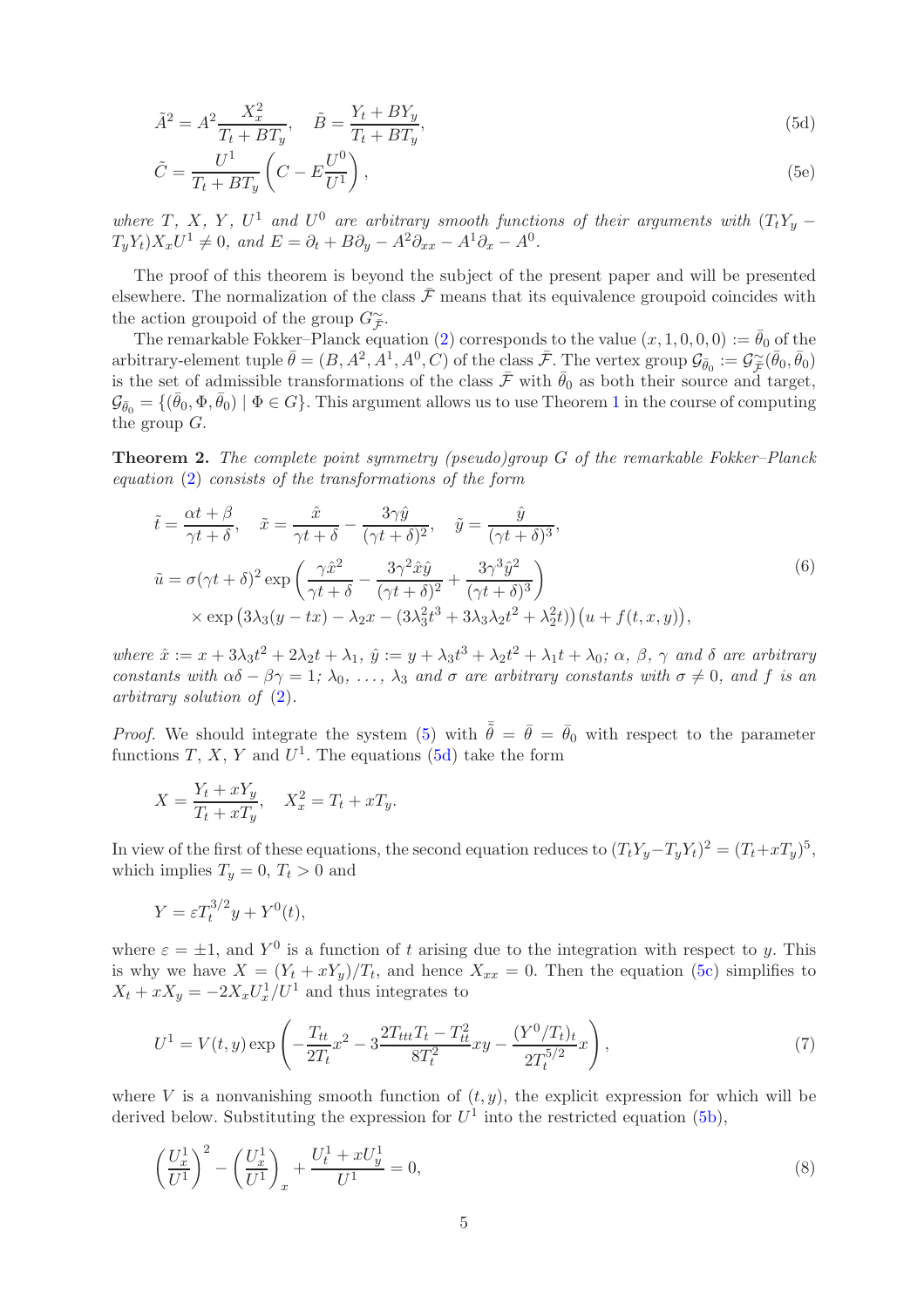$$\tilde{A}^2 = A^2 \frac{X_x^2}{T_t + BT_y}, \quad \tilde{B} = \frac{Y_t + BY_y}{T_t + BT_y}, \tag{5d}$$

$$\tilde{C} = \frac{U^1}{T_t + BT_y}\left(C - E\frac{U^0}{U^1}\right), \tag{5e}$$

*where $T$, $X$, $Y$, $U^1$ and $U^0$ are arbitrary smooth functions of their arguments with $(T_tY_y - T_yY_t)X_xU^1 \neq 0$, and $E = \partial_t + B\partial_y - A^2\partial_{xx} - A^1\partial_x - A^0$.*

The proof of this theorem is beyond the subject of the present paper and will be presented elsewhere. The normalization of the class $\bar{\mathcal{F}}$ means that its equivalence groupoid coincides with the action groupoid of the group $G^\sim_{\bar{\mathcal{F}}}$.

The remarkable Fokker–Planck equation (2) corresponds to the value $(x, 1, 0, 0, 0) =: \bar{\theta}_0$ of the arbitrary-element tuple $\bar{\theta} = (B, A^2, A^1, A^0, C)$ of the class $\bar{\mathcal{F}}$. The vertex group $\mathcal{G}_{\bar{\theta}_0} := \mathcal{G}^\sim_{\bar{\mathcal{F}}}(\bar{\theta}_0, \bar{\theta}_0)$ is the set of admissible transformations of the class $\bar{\mathcal{F}}$ with $\bar{\theta}_0$ as both their source and target, $\mathcal{G}_{\bar{\theta}_0} = \{(\bar{\theta}_0, \Phi, \bar{\theta}_0) \mid \Phi \in G\}$. This argument allows us to use Theorem 1 in the course of computing the group $G$.

**Theorem 2.** *The complete point symmetry (pseudo)group $G$ of the remarkable Fokker–Planck equation (2) consists of the transformations of the form*

$$\begin{aligned}
&\tilde{t} = \frac{\alpha t + \beta}{\gamma t + \delta}, \quad \tilde{x} = \frac{\hat{x}}{\gamma t + \delta} - \frac{3\gamma\hat{y}}{(\gamma t + \delta)^2}, \quad \tilde{y} = \frac{\hat{y}}{(\gamma t + \delta)^3}, \\
&\tilde{u} = \sigma(\gamma t + \delta)^2 \exp\left(\frac{\gamma\hat{x}^2}{\gamma t + \delta} - \frac{3\gamma^2\hat{x}\hat{y}}{(\gamma t + \delta)^2} + \frac{3\gamma^3\hat{y}^2}{(\gamma t + \delta)^3}\right) \\
&\qquad \times \exp\left(3\lambda_3(y - tx) - \lambda_2 x - (3\lambda_3^2t^3 + 3\lambda_3\lambda_2t^2 + \lambda_2^2t)\right)\left(u + f(t, x, y)\right),
\end{aligned} \tag{6}$$

*where $\hat{x} := x + 3\lambda_3t^2 + 2\lambda_2t + \lambda_1$, $\hat{y} := y + \lambda_3t^3 + \lambda_2t^2 + \lambda_1t + \lambda_0$; $\alpha$, $\beta$, $\gamma$ and $\delta$ are arbitrary constants with $\alpha\delta - \beta\gamma = 1$; $\lambda_0$, $\dots$, $\lambda_3$ and $\sigma$ are arbitrary constants with $\sigma \neq 0$, and $f$ is an arbitrary solution of (2).*

*Proof.* We should integrate the system (5) with $\tilde{\bar{\theta}} = \bar{\theta} = \bar{\theta}_0$ with respect to the parameter functions $T$, $X$, $Y$ and $U^1$. The equations (5d) take the form

$$X = \frac{Y_t + xY_y}{T_t + xT_y}, \quad X_x^2 = T_t + xT_y.$$

In view of the first of these equations, the second equation reduces to $(T_tY_y - T_yY_t)^2 = (T_t + xT_y)^5$, which implies $T_y = 0$, $T_t > 0$ and

$$Y = \varepsilon T_t^{3/2} y + Y^0(t),$$

where $\varepsilon = \pm 1$, and $Y^0$ is a function of $t$ arising due to the integration with respect to $y$. This is why we have $X = (Y_t + xY_y)/T_t$, and hence $X_{xx} = 0$. Then the equation (5c) simplifies to $X_t + xX_y = -2X_xU_x^1/U^1$ and thus integrates to

$$U^1 = V(t, y)\exp\left(-\frac{T_{tt}}{2T_t}x^2 - 3\frac{2T_{ttt}T_t - T_{tt}^2}{8T_t^2}xy - \frac{(Y^0/T_t)_t}{2T_t^{5/2}}x\right), \tag{7}$$

where $V$ is a nonvanishing smooth function of $(t, y)$, the explicit expression for which will be derived below. Substituting the expression for $U^1$ into the restricted equation (5b),

$$\left(\frac{U_x^1}{U^1}\right)^2 - \left(\frac{U_x^1}{U^1}\right)_x + \frac{U_t^1 + xU_y^1}{U^1} = 0, \tag{8}$$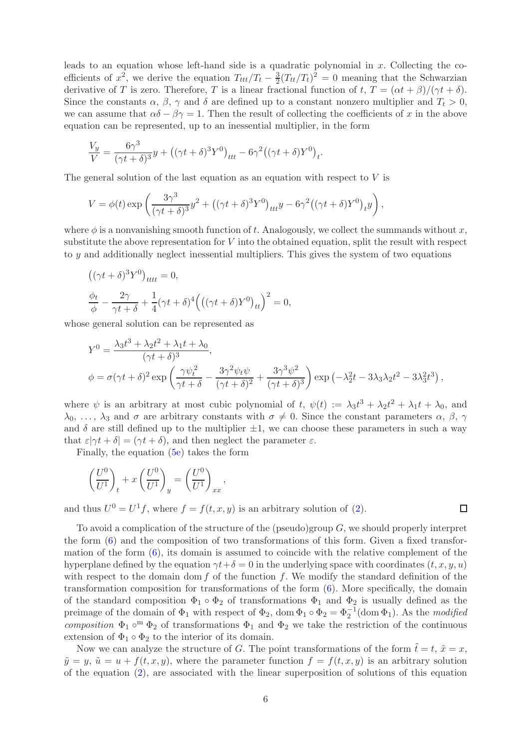leads to an equation whose left-hand side is a quadratic polynomial in $x$. Collecting the coefficients of $x^2$, we derive the equation $T_{ttt}/T_t-\frac32(T_{tt}/T_t)^2=0$ meaning that the Schwarzian derivative of $T$ is zero. Therefore, $T$ is a linear fractional function of $t$, $T=(\alpha t+\beta)/(\gamma t+\delta)$. Since the constants $\alpha$, $\beta$, $\gamma$ and $\delta$ are defined up to a constant nonzero multiplier and $T_t>0$, we can assume that $\alpha\delta-\beta\gamma=1$. Then the result of collecting the coefficients of $x$ in the above equation can be represented, up to an inessential multiplier, in the form

$$\frac{V_y}{V}=\frac{6\gamma^3}{(\gamma t+\delta)^3}y+\big((\gamma t+\delta)^3Y^0\big)_{ttt}-6\gamma^2\big((\gamma t+\delta)Y^0\big)_t.$$

The general solution of the last equation as an equation with respect to $V$ is

$$V=\phi(t)\exp\left(\frac{3\gamma^3}{(\gamma t+\delta)^3}y^2+\big((\gamma t+\delta)^3Y^0\big)_{ttt}y-6\gamma^2\big((\gamma t+\delta)Y^0\big)_ty\right),$$

where $\phi$ is a nonvanishing smooth function of $t$. Analogously, we collect the summands without $x$, substitute the above representation for $V$ into the obtained equation, split the result with respect to $y$ and additionally neglect inessential multipliers. This gives the system of two equations

$$\big((\gamma t+\delta)^3Y^0\big)_{tttt}=0,$$
$$\frac{\phi_t}{\phi}-\frac{2\gamma}{\gamma t+\delta}+\frac14(\gamma t+\delta)^4\Big(\big((\gamma t+\delta)Y^0\big)_{tt}\Big)^2=0,$$

whose general solution can be represented as

$$Y^0=\frac{\lambda_3t^3+\lambda_2t^2+\lambda_1t+\lambda_0}{(\gamma t+\delta)^3},$$
$$\phi=\sigma(\gamma t+\delta)^2\exp\left(\frac{\gamma\psi_t^2}{\gamma t+\delta}-\frac{3\gamma^2\psi_t\psi}{(\gamma t+\delta)^2}+\frac{3\gamma^3\psi^2}{(\gamma t+\delta)^3}\right)\exp\left(-\lambda_2^2t-3\lambda_3\lambda_2t^2-3\lambda_3^2t^3\right),$$

where $\psi$ is an arbitrary at most cubic polynomial of $t$, $\psi(t):=\lambda_3t^3+\lambda_2t^2+\lambda_1t+\lambda_0$, and $\lambda_0,\ \dots,\ \lambda_3$ and $\sigma$ are arbitrary constants with $\sigma\neq0$. Since the constant parameters $\alpha$, $\beta$, $\gamma$ and $\delta$ are still defined up to the multiplier $\pm1$, we can choose these parameters in such a way that $\varepsilon|\gamma t+\delta|=(\gamma t+\delta)$, and then neglect the parameter $\varepsilon$.

Finally, the equation (5e) takes the form

$$\left(\frac{U^0}{U^1}\right)_t+x\left(\frac{U^0}{U^1}\right)_y=\left(\frac{U^0}{U^1}\right)_{xx},$$

and thus $U^0=U^1f$, where $f=f(t,x,y)$ is an arbitrary solution of (2). ◻

To avoid a complication of the structure of the (pseudo)group $G$, we should properly interpret the form (6) and the composition of two transformations of this form. Given a fixed transformation of the form (6), its domain is assumed to coincide with the relative complement of the hyperplane defined by the equation $\gamma t+\delta=0$ in the underlying space with coordinates $(t,x,y,u)$ with respect to the domain $\operatorname{dom}f$ of the function $f$. We modify the standard definition of the transformation composition for transformations of the form (6). More specifically, the domain of the standard composition $\Phi_1\circ\Phi_2$ of transformations $\Phi_1$ and $\Phi_2$ is usually defined as the preimage of the domain of $\Phi_1$ with respect of $\Phi_2$, $\operatorname{dom}\Phi_1\circ\Phi_2=\Phi_2^{-1}(\operatorname{dom}\Phi_1)$. As the *modified composition* $\Phi_1\circ^{\rm m}\Phi_2$ of transformations $\Phi_1$ and $\Phi_2$ we take the restriction of the continuous extension of $\Phi_1\circ\Phi_2$ to the interior of its domain.

Now we can analyze the structure of $G$. The point transformations of the form $\tilde t=t$, $\tilde x=x$, $\tilde y=y$, $\tilde u=u+f(t,x,y)$, where the parameter function $f=f(t,x,y)$ is an arbitrary solution of the equation (2), are associated with the linear superposition of solutions of this equation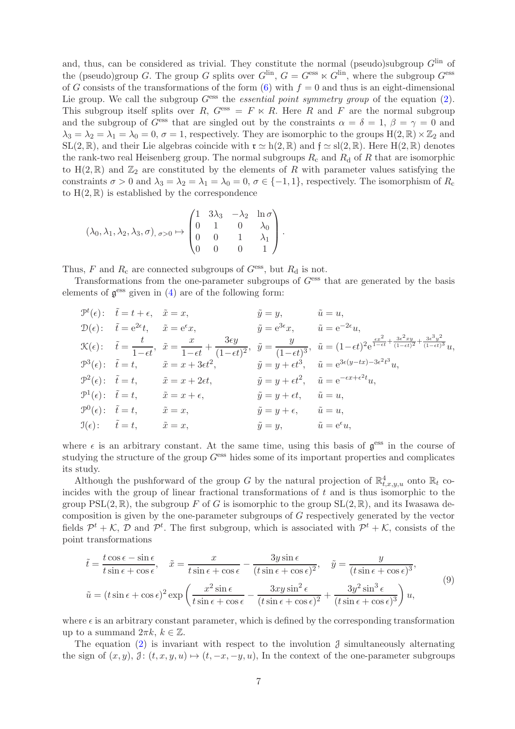and, thus, can be considered as trivial. They constitute the normal (pseudo)subgroup $G^{\rm lin}$ of the (pseudo)group $G$. The group $G$ splits over $G^{\rm lin}$, $G=G^{\rm ess}\ltimes G^{\rm lin}$, where the subgroup $G^{\rm ess}$ of $G$ consists of the transformations of the form (6) with $f=0$ and thus is an eight-dimensional Lie group. We call the subgroup $G^{\rm ess}$ the *essential point symmetry group* of the equation (2). This subgroup itself splits over $R$, $G^{\rm ess}=F\ltimes R$. Here $R$ and $F$ are the normal subgroup and the subgroup of $G^{\rm ess}$ that are singled out by the constraints $\alpha=\delta=1$, $\beta=\gamma=0$ and $\lambda_3=\lambda_2=\lambda_1=\lambda_0=0$, $\sigma=1$, respectively. They are isomorphic to the groups ${\rm H}(2,\mathbb R)\times\mathbb Z_2$ and ${\rm SL}(2,\mathbb R)$, and their Lie algebras coincide with $\mathfrak r\simeq{\rm h}(2,\mathbb R)$ and $\mathfrak f\simeq{\rm sl}(2,\mathbb R)$. Here ${\rm H}(2,\mathbb R)$ denotes the rank-two real Heisenberg group. The normal subgroups $R_{\rm c}$ and $R_{\rm d}$ of $R$ that are isomorphic to ${\rm H}(2,\mathbb R)$ and $\mathbb Z_2$ are constituted by the elements of $R$ with parameter values satisfying the constraints $\sigma>0$ and $\lambda_3=\lambda_2=\lambda_1=\lambda_0=0$, $\sigma\in\{-1,1\}$, respectively. The isomorphism of $R_{\rm c}$ to ${\rm H}(2,\mathbb R)$ is established by the correspondence

$$
(\lambda_0,\lambda_1,\lambda_2,\lambda_3,\sigma)_{,\ \sigma>0}\mapsto\begin{pmatrix}1&3\lambda_3&-\lambda_2&\ln\sigma\\0&1&0&\lambda_0\\0&0&1&\lambda_1\\0&0&0&1\end{pmatrix}.
$$

Thus, $F$ and $R_{\rm c}$ are connected subgroups of $G^{\rm ess}$, but $R_{\rm d}$ is not.

Transformations from the one-parameter subgroups of $G^{\rm ess}$ that are generated by the basis elements of $\mathfrak g^{\rm ess}$ given in (4) are of the following form:

$$
\begin{array}{lllll}
\mathcal P^t(\epsilon)\colon & \tilde t=t+\epsilon, & \tilde x=x, & \tilde y=y, & \tilde u=u,\\
\mathcal D(\epsilon)\colon & \tilde t={\rm e}^{2\epsilon}t, & \tilde x={\rm e}^{\epsilon}x, & \tilde y={\rm e}^{3\epsilon}x, & \tilde u={\rm e}^{-2\epsilon}u,\\
\mathcal K(\epsilon)\colon & \tilde t=\dfrac{t}{1-\epsilon t}, & \tilde x=\dfrac{x}{1-\epsilon t}+\dfrac{3\epsilon y}{(1-\epsilon t)^2}, & \tilde y=\dfrac{y}{(1-\epsilon t)^3}, & \tilde u=(1-\epsilon t)^2{\rm e}^{\frac{\epsilon x^2}{1-\epsilon t}+\frac{3\epsilon^2xy}{(1-\epsilon t)^2}+\frac{3\epsilon^3y^2}{(1-\epsilon t)^3}}u,\\
\mathcal P^3(\epsilon)\colon & \tilde t=t, & \tilde x=x+3\epsilon t^2, & \tilde y=y+\epsilon t^3, & \tilde u={\rm e}^{3\epsilon(y-tx)-3\epsilon^2t^3}u,\\
\mathcal P^2(\epsilon)\colon & \tilde t=t, & \tilde x=x+2\epsilon t, & \tilde y=y+\epsilon t^2, & \tilde u={\rm e}^{-\epsilon x+\epsilon^2t}u,\\
\mathcal P^1(\epsilon)\colon & \tilde t=t, & \tilde x=x+\epsilon, & \tilde y=y+\epsilon t, & \tilde u=u,\\
\mathcal P^0(\epsilon)\colon & \tilde t=t, & \tilde x=x, & \tilde y=y+\epsilon, & \tilde u=u,\\
\mathcal I(\epsilon)\colon & \tilde t=t, & \tilde x=x, & \tilde y=y, & \tilde u={\rm e}^{\epsilon}u,
\end{array}
$$

where $\epsilon$ is an arbitrary constant. At the same time, using this basis of $\mathfrak g^{\rm ess}$ in the course of studying the structure of the group $G^{\rm ess}$ hides some of its important properties and complicates its study.

Although the pushforward of the group $G$ by the natural projection of $\mathbb R^4_{t,x,y,u}$ onto $\mathbb R_t$ coincides with the group of linear fractional transformations of $t$ and is thus isomorphic to the group ${\rm PSL}(2,\mathbb R)$, the subgroup $F$ of $G$ is isomorphic to the group ${\rm SL}(2,\mathbb R)$, and its Iwasawa decomposition is given by the one-parameter subgroups of $G$ respectively generated by the vector fields $\mathcal P^t+\mathcal K$, $\mathcal D$ and $\mathcal P^t$. The first subgroup, which is associated with $\mathcal P^t+\mathcal K$, consists of the point transformations

$$
\begin{gathered}
\tilde t=\frac{t\cos\epsilon-\sin\epsilon}{t\sin\epsilon+\cos\epsilon},\quad \tilde x=\frac{x}{t\sin\epsilon+\cos\epsilon}-\frac{3y\sin\epsilon}{(t\sin\epsilon+\cos\epsilon)^2},\quad \tilde y=\frac{y}{(t\sin\epsilon+\cos\epsilon)^3},\\
\tilde u=(t\sin\epsilon+\cos\epsilon)^2\exp\left(\frac{x^2\sin\epsilon}{t\sin\epsilon+\cos\epsilon}-\frac{3xy\sin^2\epsilon}{(t\sin\epsilon+\cos\epsilon)^2}+\frac{3y^2\sin^3\epsilon}{(t\sin\epsilon+\cos\epsilon)^3}\right)u,
\end{gathered}
\tag{9}
$$

where $\epsilon$ is an arbitrary constant parameter, which is defined by the corresponding transformation up to a summand $2\pi k$, $k\in\mathbb Z$.

The equation (2) is invariant with respect to the involution $\mathcal J$ simultaneously alternating the sign of $(x,y)$, $\mathcal J\colon(t,x,y,u)\mapsto(t,-x,-y,u)$, In the context of the one-parameter subgroups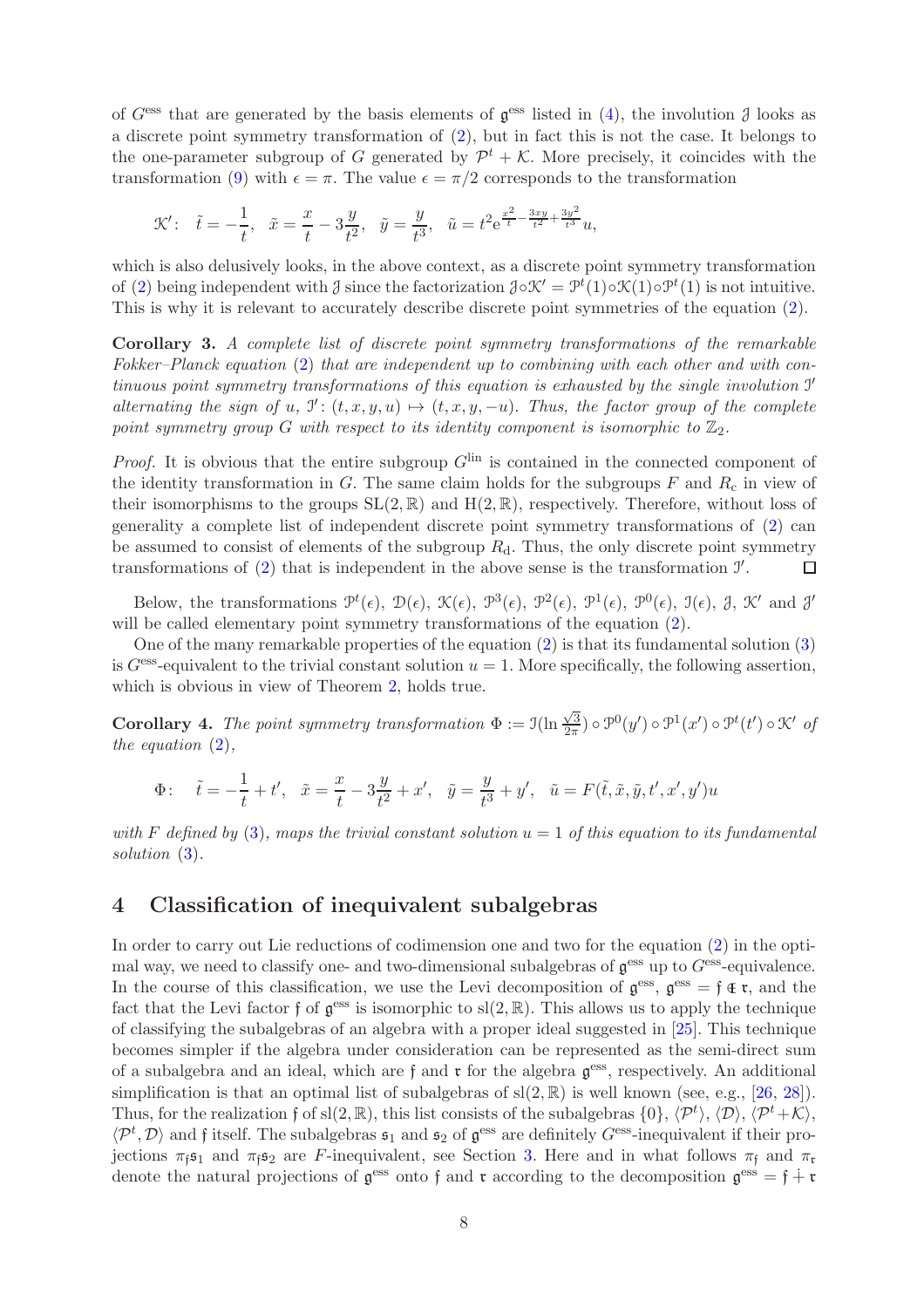of $G^{\rm ess}$ that are generated by the basis elements of $\mathfrak g^{\rm ess}$ listed in (4), the involution $\mathcal J$ looks as a discrete point symmetry transformation of (2), but in fact this is not the case. It belongs to the one-parameter subgroup of $G$ generated by $\mathcal P^t+\mathcal K$. More precisely, it coincides with the transformation (9) with $\epsilon=\pi$. The value $\epsilon=\pi/2$ corresponds to the transformation

$$\mathcal K'\colon\quad \tilde t=-\frac1t,\quad \tilde x=\frac xt-3\frac y{t^2},\quad \tilde y=\frac y{t^3},\quad \tilde u=t^2{\rm e}^{\frac{x^2}t-\frac{3xy}{t^2}+\frac{3y^2}{t^3}}u,$$

which is also delusively looks, in the above context, as a discrete point symmetry transformation of (2) being independent with $\mathcal J$ since the factorization $\mathcal J\circ\mathcal K'=\mathcal P^t(1)\circ\mathcal K(1)\circ\mathcal P^t(1)$ is not intuitive. This is why it is relevant to accurately describe discrete point symmetries of the equation (2).

**Corollary 3.** *A complete list of discrete point symmetry transformations of the remarkable Fokker–Planck equation* (2) *that are independent up to combining with each other and with continuous point symmetry transformations of this equation is exhausted by the single involution $\mathcal I'$ alternating the sign of $u$, $\mathcal I'\colon(t,x,y,u)\mapsto(t,x,y,-u)$. Thus, the factor group of the complete point symmetry group $G$ with respect to its identity component is isomorphic to $\mathbb Z_2$.*

*Proof.* It is obvious that the entire subgroup $G^{\rm lin}$ is contained in the connected component of the identity transformation in $G$. The same claim holds for the subgroups $F$ and $R_{\rm c}$ in view of their isomorphisms to the groups ${\rm SL}(2,\mathbb R)$ and ${\rm H}(2,\mathbb R)$, respectively. Therefore, without loss of generality a complete list of independent discrete point symmetry transformations of (2) can be assumed to consist of elements of the subgroup $R_{\rm d}$. Thus, the only discrete point symmetry transformations of (2) that is independent in the above sense is the transformation $\mathcal I'$. □

Below, the transformations $\mathcal P^t(\epsilon)$, $\mathcal D(\epsilon)$, $\mathcal K(\epsilon)$, $\mathcal P^3(\epsilon)$, $\mathcal P^2(\epsilon)$, $\mathcal P^1(\epsilon)$, $\mathcal P^0(\epsilon)$, $\mathcal I(\epsilon)$, $\mathcal J$, $\mathcal K'$ and $\mathcal J'$ will be called elementary point symmetry transformations of the equation (2).

One of the many remarkable properties of the equation (2) is that its fundamental solution (3) is $G^{\rm ess}$-equivalent to the trivial constant solution $u=1$. More specifically, the following assertion, which is obvious in view of Theorem 2, holds true.

**Corollary 4.** *The point symmetry transformation $\Phi:=\mathcal I(\ln\frac{\sqrt3}{2\pi})\circ\mathcal P^0(y')\circ\mathcal P^1(x')\circ\mathcal P^t(t')\circ\mathcal K'$ of the equation* (2)*,*

$$\Phi\colon\quad \tilde t=-\frac1t+t',\quad \tilde x=\frac xt-3\frac y{t^2}+x',\quad \tilde y=\frac y{t^3}+y',\quad \tilde u=F(\tilde t,\tilde x,\tilde y,t',x',y')u$$

*with $F$ defined by* (3)*, maps the trivial constant solution $u=1$ of this equation to its fundamental solution* (3)*.*

## 4 Classification of inequivalent subalgebras

In order to carry out Lie reductions of codimension one and two for the equation (2) in the optimal way, we need to classify one- and two-dimensional subalgebras of $\mathfrak g^{\rm ess}$ up to $G^{\rm ess}$-equivalence. In the course of this classification, we use the Levi decomposition of $\mathfrak g^{\rm ess}$, $\mathfrak g^{\rm ess}=\mathfrak f\mathbin{\unicode{x22C9}}\mathfrak r$, and the fact that the Levi factor $\mathfrak f$ of $\mathfrak g^{\rm ess}$ is isomorphic to ${\rm sl}(2,\mathbb R)$. This allows us to apply the technique of classifying the subalgebras of an algebra with a proper ideal suggested in [25]. This technique becomes simpler if the algebra under consideration can be represented as the semi-direct sum of a subalgebra and an ideal, which are $\mathfrak f$ and $\mathfrak r$ for the algebra $\mathfrak g^{\rm ess}$, respectively. An additional simplification is that an optimal list of subalgebras of ${\rm sl}(2,\mathbb R)$ is well known (see, e.g., [26, 28]). Thus, for the realization $\mathfrak f$ of ${\rm sl}(2,\mathbb R)$, this list consists of the subalgebras $\{0\}$, $\langle\mathcal P^t\rangle$, $\langle\mathcal D\rangle$, $\langle\mathcal P^t+\mathcal K\rangle$, $\langle\mathcal P^t,\mathcal D\rangle$ and $\mathfrak f$ itself. The subalgebras $\mathfrak s_1$ and $\mathfrak s_2$ of $\mathfrak g^{\rm ess}$ are definitely $G^{\rm ess}$-inequivalent if their projections $\pi_{\mathfrak f}\mathfrak s_1$ and $\pi_{\mathfrak f}\mathfrak s_2$ are $F$-inequivalent, see Section 3. Here and in what follows $\pi_{\mathfrak f}$ and $\pi_{\mathfrak r}$ denote the natural projections of $\mathfrak g^{\rm ess}$ onto $\mathfrak f$ and $\mathfrak r$ according to the decomposition $\mathfrak g^{\rm ess}=\mathfrak f\dotplus\mathfrak r$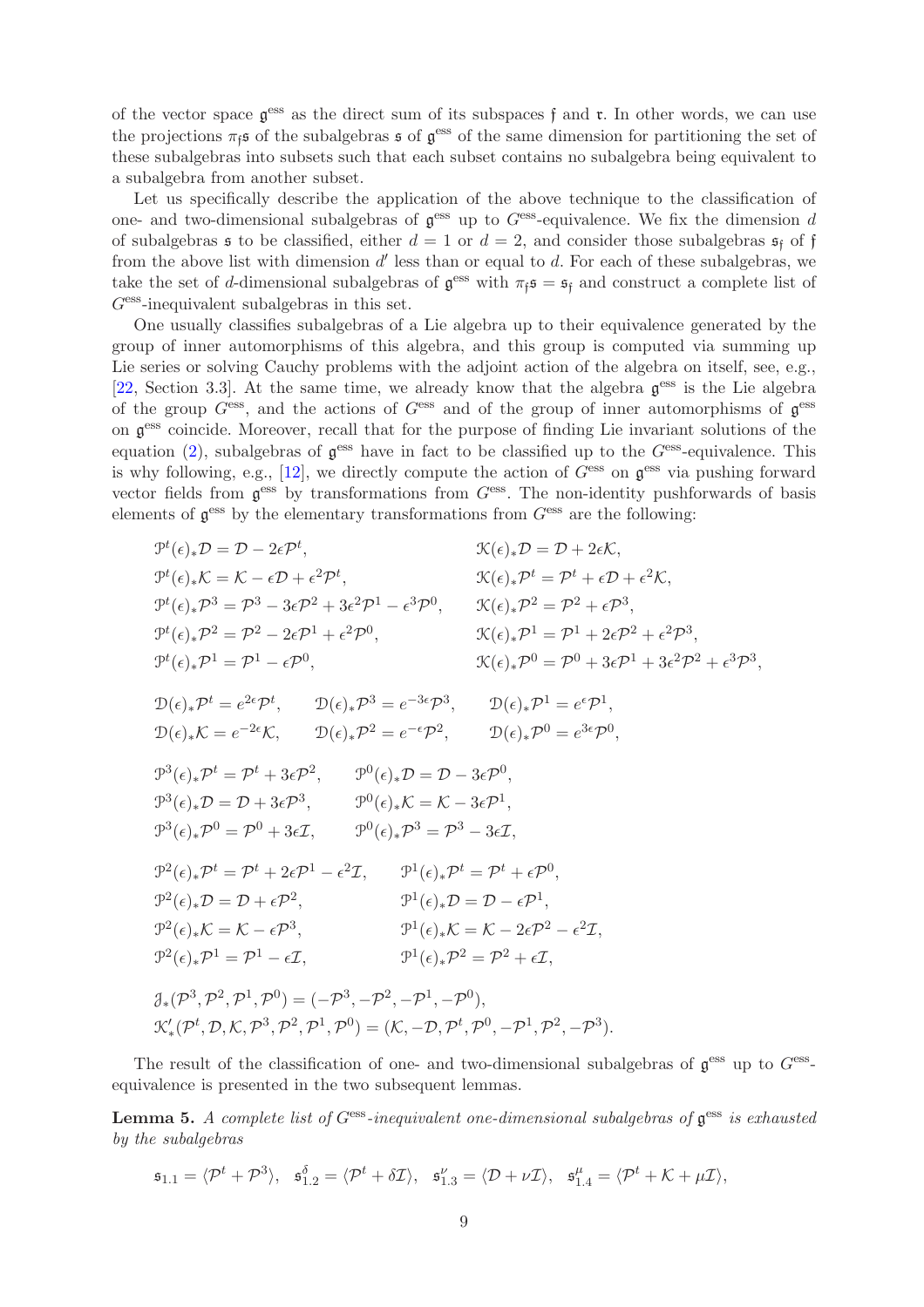of the vector space $\mathfrak{g}^{\rm ess}$ as the direct sum of its subspaces $\mathfrak{f}$ and $\mathfrak{r}$. In other words, we can use the projections $\pi_\mathfrak{f}\mathfrak{s}$ of the subalgebras $\mathfrak{s}$ of $\mathfrak{g}^{\rm ess}$ of the same dimension for partitioning the set of these subalgebras into subsets such that each subset contains no subalgebra being equivalent to a subalgebra from another subset.

Let us specifically describe the application of the above technique to the classification of one- and two-dimensional subalgebras of $\mathfrak{g}^{\rm ess}$ up to $G^{\rm ess}$-equivalence. We fix the dimension $d$ of subalgebras $\mathfrak{s}$ to be classified, either $d=1$ or $d=2$, and consider those subalgebras $\mathfrak{s}_\mathfrak{f}$ of $\mathfrak{f}$ from the above list with dimension $d'$ less than or equal to $d$. For each of these subalgebras, we take the set of $d$-dimensional subalgebras of $\mathfrak{g}^{\rm ess}$ with $\pi_\mathfrak{f}\mathfrak{s}=\mathfrak{s}_\mathfrak{f}$ and construct a complete list of $G^{\rm ess}$-inequivalent subalgebras in this set.

One usually classifies subalgebras of a Lie algebra up to their equivalence generated by the group of inner automorphisms of this algebra, and this group is computed via summing up Lie series or solving Cauchy problems with the adjoint action of the algebra on itself, see, e.g., [22, Section 3.3]. At the same time, we already know that the algebra $\mathfrak{g}^{\rm ess}$ is the Lie algebra of the group $G^{\rm ess}$, and the actions of $G^{\rm ess}$ and of the group of inner automorphisms of $\mathfrak{g}^{\rm ess}$ on $\mathfrak{g}^{\rm ess}$ coincide. Moreover, recall that for the purpose of finding Lie invariant solutions of the equation (2), subalgebras of $\mathfrak{g}^{\rm ess}$ have in fact to be classified up to the $G^{\rm ess}$-equivalence. This is why following, e.g., [12], we directly compute the action of $G^{\rm ess}$ on $\mathfrak{g}^{\rm ess}$ via pushing forward vector fields from $\mathfrak{g}^{\rm ess}$ by transformations from $G^{\rm ess}$. The non-identity pushforwards of basis elements of $\mathfrak{g}^{\rm ess}$ by the elementary transformations from $G^{\rm ess}$ are the following:

$$
\begin{aligned}
&\mathcal{P}^t(\epsilon)_*\mathcal{D}=\mathcal{D}-2\epsilon\mathcal{P}^t, && \mathcal{K}(\epsilon)_*\mathcal{D}=\mathcal{D}+2\epsilon\mathcal{K},\\
&\mathcal{P}^t(\epsilon)_*\mathcal{K}=\mathcal{K}-\epsilon\mathcal{D}+\epsilon^2\mathcal{P}^t, && \mathcal{K}(\epsilon)_*\mathcal{P}^t=\mathcal{P}^t+\epsilon\mathcal{D}+\epsilon^2\mathcal{K},\\
&\mathcal{P}^t(\epsilon)_*\mathcal{P}^3=\mathcal{P}^3-3\epsilon\mathcal{P}^2+3\epsilon^2\mathcal{P}^1-\epsilon^3\mathcal{P}^0, && \mathcal{K}(\epsilon)_*\mathcal{P}^2=\mathcal{P}^2+\epsilon\mathcal{P}^3,\\
&\mathcal{P}^t(\epsilon)_*\mathcal{P}^2=\mathcal{P}^2-2\epsilon\mathcal{P}^1+\epsilon^2\mathcal{P}^0, && \mathcal{K}(\epsilon)_*\mathcal{P}^1=\mathcal{P}^1+2\epsilon\mathcal{P}^2+\epsilon^2\mathcal{P}^3,\\
&\mathcal{P}^t(\epsilon)_*\mathcal{P}^1=\mathcal{P}^1-\epsilon\mathcal{P}^0, && \mathcal{K}(\epsilon)_*\mathcal{P}^0=\mathcal{P}^0+3\epsilon\mathcal{P}^1+3\epsilon^2\mathcal{P}^2+\epsilon^3\mathcal{P}^3,
\end{aligned}
$$

$$
\begin{aligned}
&\mathcal{D}(\epsilon)_*\mathcal{P}^t=e^{2\epsilon}\mathcal{P}^t, \quad && \mathcal{D}(\epsilon)_*\mathcal{P}^3=e^{-3\epsilon}\mathcal{P}^3, \quad && \mathcal{D}(\epsilon)_*\mathcal{P}^1=e^{\epsilon}\mathcal{P}^1,\\
&\mathcal{D}(\epsilon)_*\mathcal{K}=e^{-2\epsilon}\mathcal{K}, && \mathcal{D}(\epsilon)_*\mathcal{P}^2=e^{-\epsilon}\mathcal{P}^2, && \mathcal{D}(\epsilon)_*\mathcal{P}^0=e^{3\epsilon}\mathcal{P}^0,
\end{aligned}
$$

$$
\begin{aligned}
&\mathcal{P}^3(\epsilon)_*\mathcal{P}^t=\mathcal{P}^t+3\epsilon\mathcal{P}^2, \quad && \mathcal{P}^0(\epsilon)_*\mathcal{D}=\mathcal{D}-3\epsilon\mathcal{P}^0,\\
&\mathcal{P}^3(\epsilon)_*\mathcal{D}=\mathcal{D}+3\epsilon\mathcal{P}^3, && \mathcal{P}^0(\epsilon)_*\mathcal{K}=\mathcal{K}-3\epsilon\mathcal{P}^1,\\
&\mathcal{P}^3(\epsilon)_*\mathcal{P}^0=\mathcal{P}^0+3\epsilon\mathcal{I}, && \mathcal{P}^0(\epsilon)_*\mathcal{P}^3=\mathcal{P}^3-3\epsilon\mathcal{I},
\end{aligned}
$$

$$
\begin{aligned}
&\mathcal{P}^2(\epsilon)_*\mathcal{P}^t=\mathcal{P}^t+2\epsilon\mathcal{P}^1-\epsilon^2\mathcal{I}, \quad && \mathcal{P}^1(\epsilon)_*\mathcal{P}^t=\mathcal{P}^t+\epsilon\mathcal{P}^0,\\
&\mathcal{P}^2(\epsilon)_*\mathcal{D}=\mathcal{D}+\epsilon\mathcal{P}^2, && \mathcal{P}^1(\epsilon)_*\mathcal{D}=\mathcal{D}-\epsilon\mathcal{P}^1,\\
&\mathcal{P}^2(\epsilon)_*\mathcal{K}=\mathcal{K}-\epsilon\mathcal{P}^3, && \mathcal{P}^1(\epsilon)_*\mathcal{K}=\mathcal{K}-2\epsilon\mathcal{P}^2-\epsilon^2\mathcal{I},\\
&\mathcal{P}^2(\epsilon)_*\mathcal{P}^1=\mathcal{P}^1-\epsilon\mathcal{I}, && \mathcal{P}^1(\epsilon)_*\mathcal{P}^2=\mathcal{P}^2+\epsilon\mathcal{I},
\end{aligned}
$$

$$
\begin{aligned}
&\mathcal{J}_*(\mathcal{P}^3,\mathcal{P}^2,\mathcal{P}^1,\mathcal{P}^0)=(-\mathcal{P}^3,-\mathcal{P}^2,-\mathcal{P}^1,-\mathcal{P}^0),\\
&\mathcal{K}'_*(\mathcal{P}^t,\mathcal{D},\mathcal{K},\mathcal{P}^3,\mathcal{P}^2,\mathcal{P}^1,\mathcal{P}^0)=(\mathcal{K},-\mathcal{D},\mathcal{P}^t,\mathcal{P}^0,-\mathcal{P}^1,\mathcal{P}^2,-\mathcal{P}^3).
\end{aligned}
$$

The result of the classification of one- and two-dimensional subalgebras of $\mathfrak{g}^{\rm ess}$ up to $G^{\rm ess}$-equivalence is presented in the two subsequent lemmas.

**Lemma 5.** *A complete list of $G^{\rm ess}$-inequivalent one-dimensional subalgebras of $\mathfrak{g}^{\rm ess}$ is exhausted by the subalgebras*

$$
\mathfrak{s}_{1.1}=\langle\mathcal{P}^t+\mathcal{P}^3\rangle,\quad \mathfrak{s}^\delta_{1.2}=\langle\mathcal{P}^t+\delta\mathcal{I}\rangle,\quad \mathfrak{s}^\nu_{1.3}=\langle\mathcal{D}+\nu\mathcal{I}\rangle,\quad \mathfrak{s}^\mu_{1.4}=\langle\mathcal{P}^t+\mathcal{K}+\mu\mathcal{I}\rangle,
$$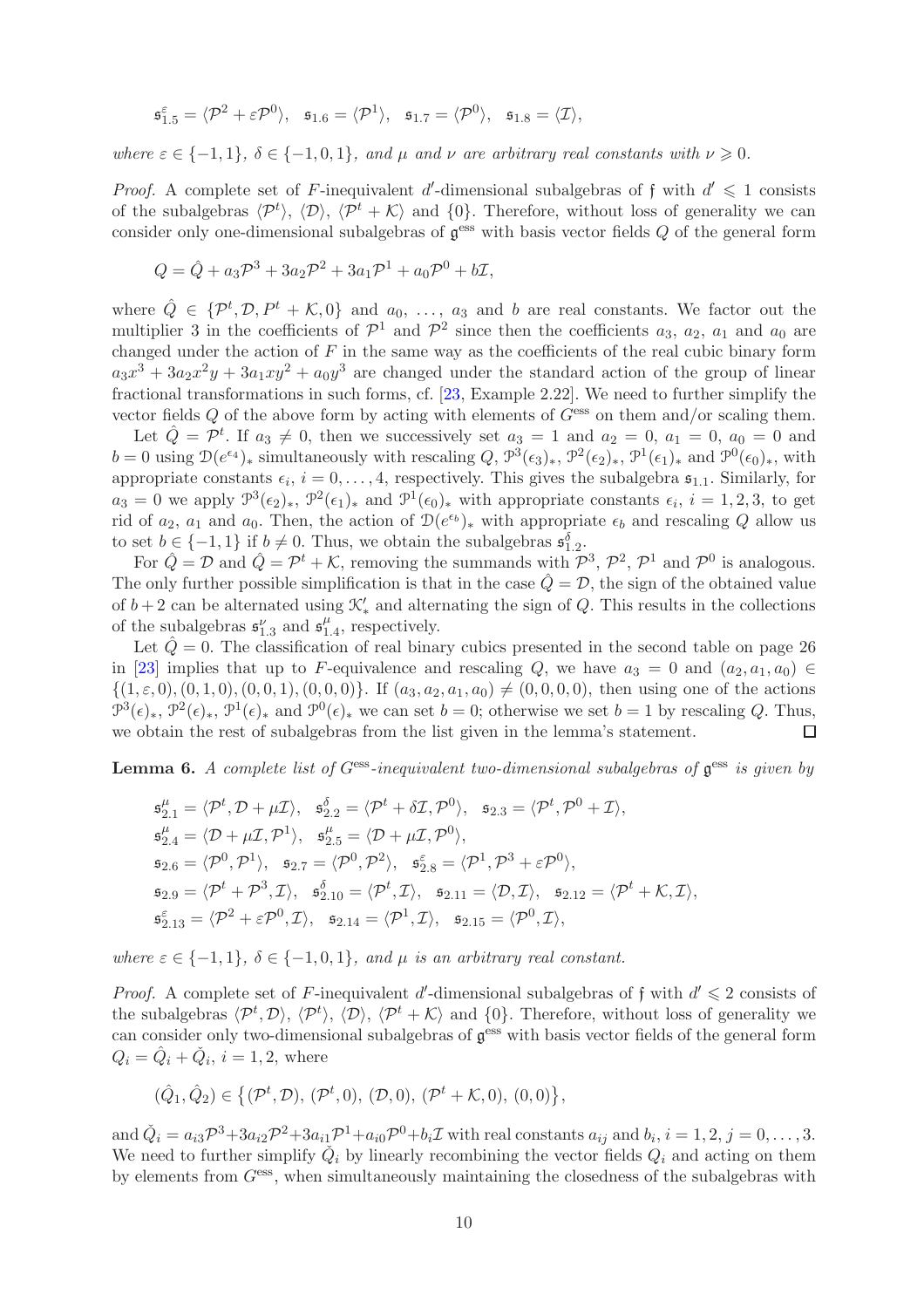$$\mathfrak{s}_{1.5}^{\varepsilon}=\langle\mathcal{P}^2+\varepsilon\mathcal{P}^0\rangle,\quad \mathfrak{s}_{1.6}=\langle\mathcal{P}^1\rangle,\quad \mathfrak{s}_{1.7}=\langle\mathcal{P}^0\rangle,\quad \mathfrak{s}_{1.8}=\langle\mathcal{I}\rangle,$$

*where $\varepsilon\in\{-1,1\}$, $\delta\in\{-1,0,1\}$, and $\mu$ and $\nu$ are arbitrary real constants with $\nu\geqslant 0$.*

*Proof.* A complete set of $F$-inequivalent $d'$-dimensional subalgebras of $\mathfrak{f}$ with $d'\leqslant 1$ consists of the subalgebras $\langle\mathcal{P}^t\rangle$, $\langle\mathcal{D}\rangle$, $\langle\mathcal{P}^t+\mathcal{K}\rangle$ and $\{0\}$. Therefore, without loss of generality we can consider only one-dimensional subalgebras of $\mathfrak{g}^{\rm ess}$ with basis vector fields $Q$ of the general form

$$Q=\hat{Q}+a_3\mathcal{P}^3+3a_2\mathcal{P}^2+3a_1\mathcal{P}^1+a_0\mathcal{P}^0+b\mathcal{I},$$

where $\hat{Q}\in\{\mathcal{P}^t,\mathcal{D},P^t+\mathcal{K},0\}$ and $a_0$, …, $a_3$ and $b$ are real constants. We factor out the multiplier 3 in the coefficients of $\mathcal{P}^1$ and $\mathcal{P}^2$ since then the coefficients $a_3$, $a_2$, $a_1$ and $a_0$ are changed under the action of $F$ in the same way as the coefficients of the real cubic binary form $a_3x^3+3a_2x^2y+3a_1xy^2+a_0y^3$ are changed under the standard action of the group of linear fractional transformations in such forms, cf. [23, Example 2.22]. We need to further simplify the vector fields $Q$ of the above form by acting with elements of $G^{\rm ess}$ on them and/or scaling them.

Let $\hat{Q}=\mathcal{P}^t$. If $a_3\neq 0$, then we successively set $a_3=1$ and $a_2=0$, $a_1=0$, $a_0=0$ and $b=0$ using $\mathcal{D}(e^{\epsilon_4})_*$ simultaneously with rescaling $Q$, $\mathcal{P}^3(\epsilon_3)_*$, $\mathcal{P}^2(\epsilon_2)_*$, $\mathcal{P}^1(\epsilon_1)_*$ and $\mathcal{P}^0(\epsilon_0)_*$, with appropriate constants $\epsilon_i$, $i=0,\dots,4$, respectively. This gives the subalgebra $\mathfrak{s}_{1.1}$. Similarly, for $a_3=0$ we apply $\mathcal{P}^3(\epsilon_2)_*$, $\mathcal{P}^2(\epsilon_1)_*$ and $\mathcal{P}^1(\epsilon_0)_*$ with appropriate constants $\epsilon_i$, $i=1,2,3$, to get rid of $a_2$, $a_1$ and $a_0$. Then, the action of $\mathcal{D}(e^{\epsilon_b})_*$ with appropriate $\epsilon_b$ and rescaling $Q$ allow us to set $b\in\{-1,1\}$ if $b\neq 0$. Thus, we obtain the subalgebras $\mathfrak{s}_{1.2}^{\delta}$.

For $\hat{Q}=\mathcal{D}$ and $\hat{Q}=\mathcal{P}^t+\mathcal{K}$, removing the summands with $\mathcal{P}^3$, $\mathcal{P}^2$, $\mathcal{P}^1$ and $\mathcal{P}^0$ is analogous. The only further possible simplification is that in the case $\hat{Q}=\mathcal{D}$, the sign of the obtained value of $b+2$ can be alternated using $\mathcal{K}'_*$ and alternating the sign of $Q$. This results in the collections of the subalgebras $\mathfrak{s}_{1.3}^{\nu}$ and $\mathfrak{s}_{1.4}^{\mu}$, respectively.

Let $\hat{Q}=0$. The classification of real binary cubics presented in the second table on page 26 in [23] implies that up to $F$-equivalence and rescaling $Q$, we have $a_3=0$ and $(a_2,a_1,a_0)\in\{(1,\varepsilon,0),(0,1,0),(0,0,1),(0,0,0)\}$. If $(a_3,a_2,a_1,a_0)\neq(0,0,0,0)$, then using one of the actions $\mathcal{P}^3(\epsilon)_*$, $\mathcal{P}^2(\epsilon)_*$, $\mathcal{P}^1(\epsilon)_*$ and $\mathcal{P}^0(\epsilon)_*$ we can set $b=0$; otherwise we set $b=1$ by rescaling $Q$. Thus, we obtain the rest of subalgebras from the list given in the lemma's statement. ◻

**Lemma 6.** *A complete list of $G^{\rm ess}$-inequivalent two-dimensional subalgebras of $\mathfrak{g}^{\rm ess}$ is given by*

$$\begin{aligned}
&\mathfrak{s}_{2.1}^{\mu}=\langle\mathcal{P}^t,\mathcal{D}+\mu\mathcal{I}\rangle,\quad \mathfrak{s}_{2.2}^{\delta}=\langle\mathcal{P}^t+\delta\mathcal{I},\mathcal{P}^0\rangle,\quad \mathfrak{s}_{2.3}=\langle\mathcal{P}^t,\mathcal{P}^0+\mathcal{I}\rangle,\\
&\mathfrak{s}_{2.4}^{\mu}=\langle\mathcal{D}+\mu\mathcal{I},\mathcal{P}^1\rangle,\quad \mathfrak{s}_{2.5}^{\mu}=\langle\mathcal{D}+\mu\mathcal{I},\mathcal{P}^0\rangle,\\
&\mathfrak{s}_{2.6}=\langle\mathcal{P}^0,\mathcal{P}^1\rangle,\quad \mathfrak{s}_{2.7}=\langle\mathcal{P}^0,\mathcal{P}^2\rangle,\quad \mathfrak{s}_{2.8}^{\varepsilon}=\langle\mathcal{P}^1,\mathcal{P}^3+\varepsilon\mathcal{P}^0\rangle,\\
&\mathfrak{s}_{2.9}=\langle\mathcal{P}^t+\mathcal{P}^3,\mathcal{I}\rangle,\quad \mathfrak{s}_{2.10}^{\delta}=\langle\mathcal{P}^t,\mathcal{I}\rangle,\quad \mathfrak{s}_{2.11}=\langle\mathcal{D},\mathcal{I}\rangle,\quad \mathfrak{s}_{2.12}=\langle\mathcal{P}^t+\mathcal{K},\mathcal{I}\rangle,\\
&\mathfrak{s}_{2.13}^{\varepsilon}=\langle\mathcal{P}^2+\varepsilon\mathcal{P}^0,\mathcal{I}\rangle,\quad \mathfrak{s}_{2.14}=\langle\mathcal{P}^1,\mathcal{I}\rangle,\quad \mathfrak{s}_{2.15}=\langle\mathcal{P}^0,\mathcal{I}\rangle,
\end{aligned}$$

*where $\varepsilon\in\{-1,1\}$, $\delta\in\{-1,0,1\}$, and $\mu$ is an arbitrary real constant.*

*Proof.* A complete set of $F$-inequivalent $d'$-dimensional subalgebras of $\mathfrak{f}$ with $d'\leqslant 2$ consists of the subalgebras $\langle\mathcal{P}^t,\mathcal{D}\rangle$, $\langle\mathcal{P}^t\rangle$, $\langle\mathcal{D}\rangle$, $\langle\mathcal{P}^t+\mathcal{K}\rangle$ and $\{0\}$. Therefore, without loss of generality we can consider only two-dimensional subalgebras of $\mathfrak{g}^{\rm ess}$ with basis vector fields of the general form $Q_i=\hat{Q}_i+\check{Q}_i$, $i=1,2$, where

$$(\hat{Q}_1,\hat{Q}_2)\in\big\{(\mathcal{P}^t,\mathcal{D}),\,(\mathcal{P}^t,0),\,(\mathcal{D},0),\,(\mathcal{P}^t+\mathcal{K},0),\,(0,0)\big\},$$

and $\check{Q}_i=a_{i3}\mathcal{P}^3+3a_{i2}\mathcal{P}^2+3a_{i1}\mathcal{P}^1+a_{i0}\mathcal{P}^0+b_i\mathcal{I}$ with real constants $a_{ij}$ and $b_i$, $i=1,2$, $j=0,\dots,3$. We need to further simplify $\check{Q}_i$ by linearly recombining the vector fields $Q_i$ and acting on them by elements from $G^{\rm ess}$, when simultaneously maintaining the closedness of the subalgebras with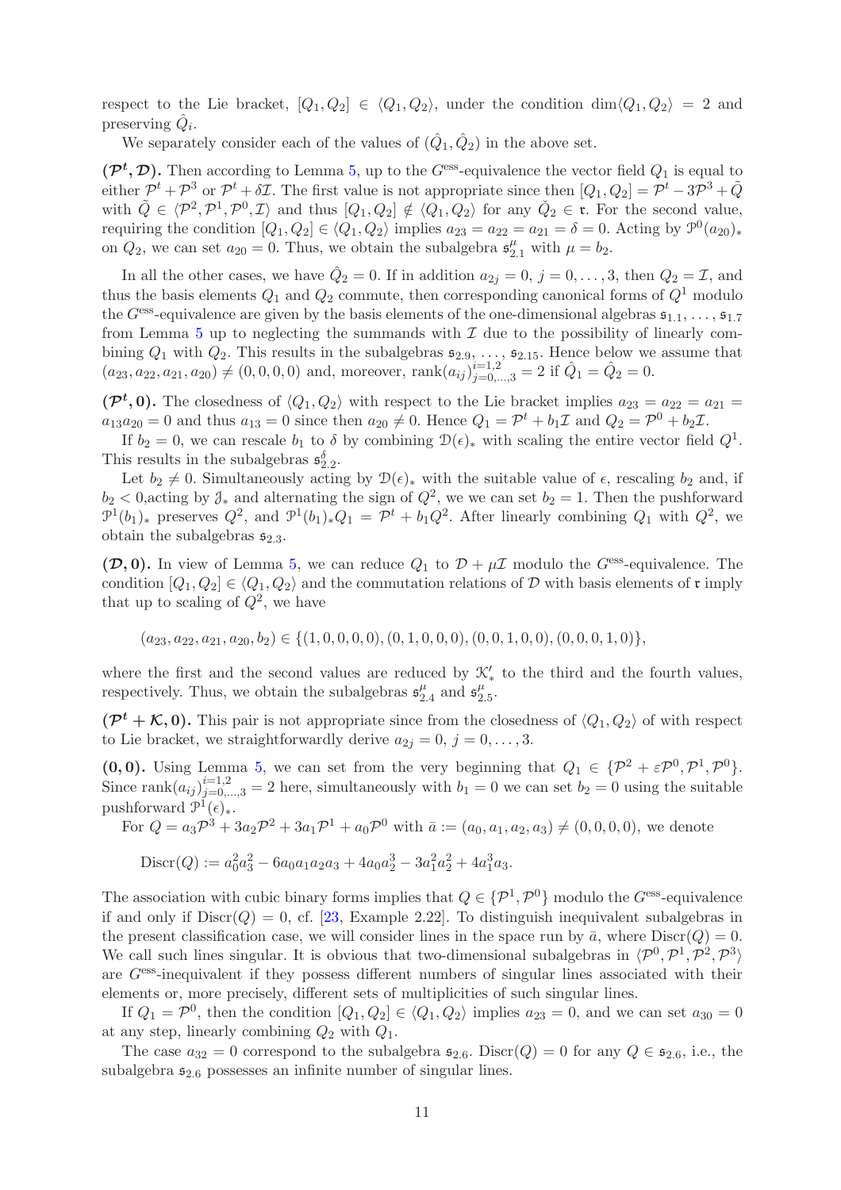respect to the Lie bracket, $[Q_1, Q_2] \in \langle Q_1, Q_2\rangle$, under the condition $\dim\langle Q_1, Q_2\rangle = 2$ and preserving $\hat{Q}_i$.

We separately consider each of the values of $(\hat{Q}_1, \hat{Q}_2)$ in the above set.

**$(\mathcal{P}^t, \mathcal{D})$.** Then according to Lemma 5, up to the $G^{\rm ess}$-equivalence the vector field $Q_1$ is equal to either $\mathcal{P}^t + \mathcal{P}^3$ or $\mathcal{P}^t + \delta\mathcal{I}$. The first value is not appropriate since then $[Q_1, Q_2] = \mathcal{P}^t - 3\mathcal{P}^3 + \tilde{Q}$ with $\tilde{Q} \in \langle \mathcal{P}^2, \mathcal{P}^1, \mathcal{P}^0, \mathcal{I}\rangle$ and thus $[Q_1, Q_2] \notin \langle Q_1, Q_2\rangle$ for any $\hat{Q}_2 \in \mathfrak{r}$. For the second value, requiring the condition $[Q_1, Q_2] \in \langle Q_1, Q_2\rangle$ implies $a_{23} = a_{22} = a_{21} = \delta = 0$. Acting by $\mathcal{P}^0(a_{20})_*$ on $Q_2$, we can set $a_{20} = 0$. Thus, we obtain the subalgebra $\mathfrak{s}^{\mu}_{2.1}$ with $\mu = b_2$.

In all the other cases, we have $\hat{Q}_2 = 0$. If in addition $a_{2j} = 0$, $j = 0, \dots, 3$, then $Q_2 = \mathcal{I}$, and thus the basis elements $Q_1$ and $Q_2$ commute, then corresponding canonical forms of $Q^1$ modulo the $G^{\rm ess}$-equivalence are given by the basis elements of the one-dimensional algebras $\mathfrak{s}_{1.1}, \dots, \mathfrak{s}_{1.7}$ from Lemma 5 up to neglecting the summands with $\mathcal{I}$ due to the possibility of linearly combining $Q_1$ with $Q_2$. This results in the subalgebras $\mathfrak{s}_{2.9}, \dots, \mathfrak{s}_{2.15}$. Hence below we assume that $(a_{23}, a_{22}, a_{21}, a_{20}) \neq (0, 0, 0, 0)$ and, moreover, $\operatorname{rank}(a_{ij})^{i=1,2}_{j=0,\dots,3} = 2$ if $\hat{Q}_1 = \hat{Q}_2 = 0$.

**$(\mathcal{P}^t, 0)$.** The closedness of $\langle Q_1, Q_2\rangle$ with respect to the Lie bracket implies $a_{23} = a_{22} = a_{21} = a_{13}a_{20} = 0$ and thus $a_{13} = 0$ since then $a_{20} \neq 0$. Hence $Q_1 = \mathcal{P}^t + b_1\mathcal{I}$ and $Q_2 = \mathcal{P}^0 + b_2\mathcal{I}$.

If $b_2 = 0$, we can rescale $b_1$ to $\delta$ by combining $\mathcal{D}(\epsilon)_*$ with scaling the entire vector field $Q^1$. This results in the subalgebras $\mathfrak{s}^{\delta}_{2.2}$.

Let $b_2 \neq 0$. Simultaneously acting by $\mathcal{D}(\epsilon)_*$ with the suitable value of $\epsilon$, rescaling $b_2$ and, if $b_2 < 0$,acting by $\mathcal{J}_*$ and alternating the sign of $Q^2$, we we can set $b_2 = 1$. Then the pushforward $\mathcal{P}^1(b_1)_*$ preserves $Q^2$, and $\mathcal{P}^1(b_1)_*Q_1 = \mathcal{P}^t + b_1Q^2$. After linearly combining $Q_1$ with $Q^2$, we obtain the subalgebras $\mathfrak{s}_{2.3}$.

**$(\mathcal{D}, 0)$.** In view of Lemma 5, we can reduce $Q_1$ to $\mathcal{D} + \mu\mathcal{I}$ modulo the $G^{\rm ess}$-equivalence. The condition $[Q_1, Q_2] \in \langle Q_1, Q_2\rangle$ and the commutation relations of $\mathcal{D}$ with basis elements of $\mathfrak{r}$ imply that up to scaling of $Q^2$, we have

$$(a_{23}, a_{22}, a_{21}, a_{20}, b_2) \in \{(1, 0, 0, 0, 0), (0, 1, 0, 0, 0), (0, 0, 1, 0, 0), (0, 0, 0, 1, 0)\},$$

where the first and the second values are reduced by $\mathcal{K}'_*$ to the third and the fourth values, respectively. Thus, we obtain the subalgebras $\mathfrak{s}^{\mu}_{2.4}$ and $\mathfrak{s}^{\mu}_{2.5}$.

**$(\mathcal{P}^t + \mathcal{K}, 0)$.** This pair is not appropriate since from the closedness of $\langle Q_1, Q_2\rangle$ of with respect to Lie bracket, we straightforwardly derive $a_{2j} = 0$, $j = 0, \dots, 3$.

**$(0, 0)$.** Using Lemma 5, we can set from the very beginning that $Q_1 \in \{\mathcal{P}^2 + \varepsilon\mathcal{P}^0, \mathcal{P}^1, \mathcal{P}^0\}$. Since $\operatorname{rank}(a_{ij})^{i=1,2}_{j=0,\dots,3} = 2$ here, simultaneously with $b_1 = 0$ we can set $b_2 = 0$ using the suitable pushforward $\mathcal{P}^1(\epsilon)_*$.

For $Q = a_3\mathcal{P}^3 + 3a_2\mathcal{P}^2 + 3a_1\mathcal{P}^1 + a_0\mathcal{P}^0$ with $\bar{a} := (a_0, a_1, a_2, a_3) \neq (0, 0, 0, 0)$, we denote

$$\operatorname{Discr}(Q) := a_0^2a_3^2 - 6a_0a_1a_2a_3 + 4a_0a_2^3 - 3a_1^2a_2^2 + 4a_1^3a_3.$$

The association with cubic binary forms implies that $Q \in \{\mathcal{P}^1, \mathcal{P}^0\}$ modulo the $G^{\rm ess}$-equivalence if and only if $\operatorname{Discr}(Q) = 0$, cf. [23, Example 2.22]. To distinguish inequivalent subalgebras in the present classification case, we will consider lines in the space run by $\bar{a}$, where $\operatorname{Discr}(Q) = 0$. We call such lines singular. It is obvious that two-dimensional subalgebras in $\langle \mathcal{P}^0, \mathcal{P}^1, \mathcal{P}^2, \mathcal{P}^3\rangle$ are $G^{\rm ess}$-inequivalent if they possess different numbers of singular lines associated with their elements or, more precisely, different sets of multiplicities of such singular lines.

If $Q_1 = \mathcal{P}^0$, then the condition $[Q_1, Q_2] \in \langle Q_1, Q_2\rangle$ implies $a_{23} = 0$, and we can set $a_{30} = 0$ at any step, linearly combining $Q_2$ with $Q_1$.

The case $a_{32} = 0$ correspond to the subalgebra $\mathfrak{s}_{2.6}$. $\operatorname{Discr}(Q) = 0$ for any $Q \in \mathfrak{s}_{2.6}$, i.e., the subalgebra $\mathfrak{s}_{2.6}$ possesses an infinite number of singular lines.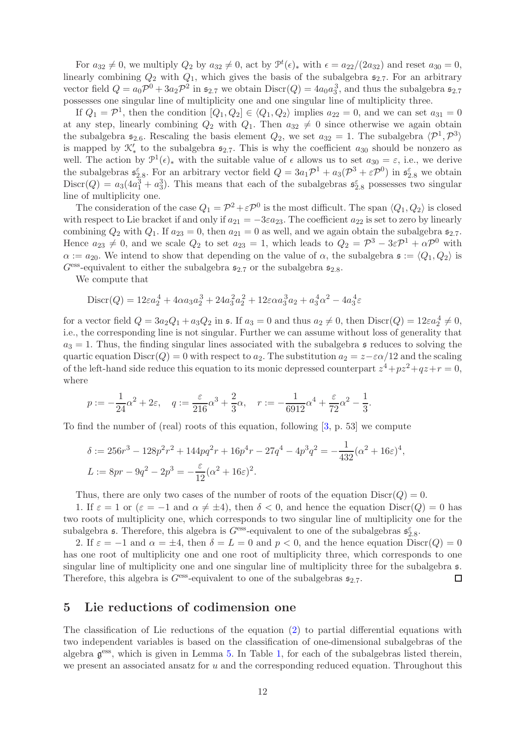For $a_{32}\neq 0$, we multiply $Q_2$ by $a_{32}\neq 0$, act by $\mathcal{P}^t(\epsilon)_*$ with $\epsilon=a_{22}/(2a_{32})$ and reset $a_{30}=0$, linearly combining $Q_2$ with $Q_1$, which gives the basis of the subalgebra $\mathfrak{s}_{2.7}$. For an arbitrary vector field $Q=a_0\mathcal{P}^0+3a_2\mathcal{P}^2$ in $\mathfrak{s}_{2.7}$ we obtain $\operatorname{Discr}(Q)=4a_0a_2^3$, and thus the subalgebra $\mathfrak{s}_{2.7}$ possesses one singular line of multiplicity one and one singular line of multiplicity three.

If $Q_1=\mathcal{P}^1$, then the condition $[Q_1,Q_2]\in\langle Q_1,Q_2\rangle$ implies $a_{22}=0$, and we can set $a_{31}=0$ at any step, linearly combining $Q_2$ with $Q_1$. Then $a_{32}\neq 0$ since otherwise we again obtain the subalgebra $\mathfrak{s}_{2.6}$. Rescaling the basis element $Q_2$, we set $a_{32}=1$. The subalgebra $\langle\mathcal{P}^1,\mathcal{P}^3\rangle$ is mapped by $\mathcal{K}'_*$ to the subalgebra $\mathfrak{s}_{2.7}$. This is why the coefficient $a_{30}$ should be nonzero as well. The action by $\mathcal{P}^1(\epsilon)_*$ with the suitable value of $\epsilon$ allows us to set $a_{30}=\varepsilon$, i.e., we derive the subalgebras $\mathfrak{s}^{\varepsilon}_{2.8}$. For an arbitrary vector field $Q=3a_1\mathcal{P}^1+a_3(\mathcal{P}^3+\varepsilon\mathcal{P}^0)$ in $\mathfrak{s}^{\varepsilon}_{2.8}$ we obtain $\operatorname{Discr}(Q)=a_3(4a_1^3+a_3^3)$. This means that each of the subalgebras $\mathfrak{s}^{\varepsilon}_{2.8}$ possesses two singular line of multiplicity one.

The consideration of the case $Q_1=\mathcal{P}^2+\varepsilon\mathcal{P}^0$ is the most difficult. The span $\langle Q_1,Q_2\rangle$ is closed with respect to Lie bracket if and only if $a_{21}=-3\varepsilon a_{23}$. The coefficient $a_{22}$ is set to zero by linearly combining $Q_2$ with $Q_1$. If $a_{23}=0$, then $a_{21}=0$ as well, and we again obtain the subalgebra $\mathfrak{s}_{2.7}$. Hence $a_{23}\neq 0$, and we scale $Q_2$ to set $a_{23}=1$, which leads to $Q_2=\mathcal{P}^3-3\varepsilon\mathcal{P}^1+\alpha\mathcal{P}^0$ with $\alpha:=a_{20}$. We intend to show that depending on the value of $\alpha$, the subalgebra $\mathfrak{s}:=\langle Q_1,Q_2\rangle$ is $G^{\rm ess}$-equivalent to either the subalgebra $\mathfrak{s}_{2.7}$ or the subalgebra $\mathfrak{s}_{2.8}$.

We compute that

$$\operatorname{Discr}(Q)=12\varepsilon a_2^4+4\alpha a_3a_2^3+24a_3^2a_2^2+12\varepsilon\alpha a_3^3a_2+a_3^4\alpha^2-4a_3^4\varepsilon$$

for a vector field $Q=3a_2Q_1+a_3Q_2$ in $\mathfrak{s}$. If $a_3=0$ and thus $a_2\neq 0$, then $\operatorname{Discr}(Q)=12\varepsilon a_2^4\neq 0$, i.e., the corresponding line is not singular. Further we can assume without loss of generality that $a_3=1$. Thus, the finding singular lines associated with the subalgebra $\mathfrak{s}$ reduces to solving the quartic equation $\operatorname{Discr}(Q)=0$ with respect to $a_2$. The substitution $a_2=z-\varepsilon\alpha/12$ and the scaling of the left-hand side reduce this equation to its monic depressed counterpart $z^4+pz^2+qz+r=0$, where

$$p:=-\frac{1}{24}\alpha^2+2\varepsilon,\quad q:=\frac{\varepsilon}{216}\alpha^3+\frac{2}{3}\alpha,\quad r:=-\frac{1}{6912}\alpha^4+\frac{\varepsilon}{72}\alpha^2-\frac{1}{3}.$$

To find the number of (real) roots of this equation, following [3, p. 53] we compute

$$\begin{aligned}
&\delta:=256r^3-128p^2r^2+144pq^2r+16p^4r-27q^4-4p^3q^2=-\frac{1}{432}(\alpha^2+16\varepsilon)^4,\\
&L:=8pr-9q^2-2p^3=-\frac{\varepsilon}{12}(\alpha^2+16\varepsilon)^2.
\end{aligned}$$

Thus, there are only two cases of the number of roots of the equation $\operatorname{Discr}(Q)=0$.

1. If $\varepsilon=1$ or ($\varepsilon=-1$ and $\alpha\neq\pm4$), then $\delta<0$, and hence the equation $\operatorname{Discr}(Q)=0$ has two roots of multiplicity one, which corresponds to two singular line of multiplicity one for the subalgebra $\mathfrak{s}$. Therefore, this algebra is $G^{\rm ess}$-equivalent to one of the subalgebras $\mathfrak{s}^{\varepsilon}_{2.8}$.

2. If $\varepsilon=-1$ and $\alpha=\pm4$, then $\delta=L=0$ and $p<0$, and the hence equation $\operatorname{Discr}(Q)=0$ has one root of multiplicity one and one root of multiplicity three, which corresponds to one singular line of multiplicity one and one singular line of multiplicity three for the subalgebra $\mathfrak{s}$. Therefore, this algebra is $G^{\rm ess}$-equivalent to one of the subalgebras $\mathfrak{s}_{2.7}$. □

## 5 Lie reductions of codimension one

The classification of Lie reductions of the equation (2) to partial differential equations with two independent variables is based on the classification of one-dimensional subalgebras of the algebra $\mathfrak{g}^{\rm ess}$, which is given in Lemma 5. In Table 1, for each of the subalgebras listed therein, we present an associated ansatz for $u$ and the corresponding reduced equation. Throughout this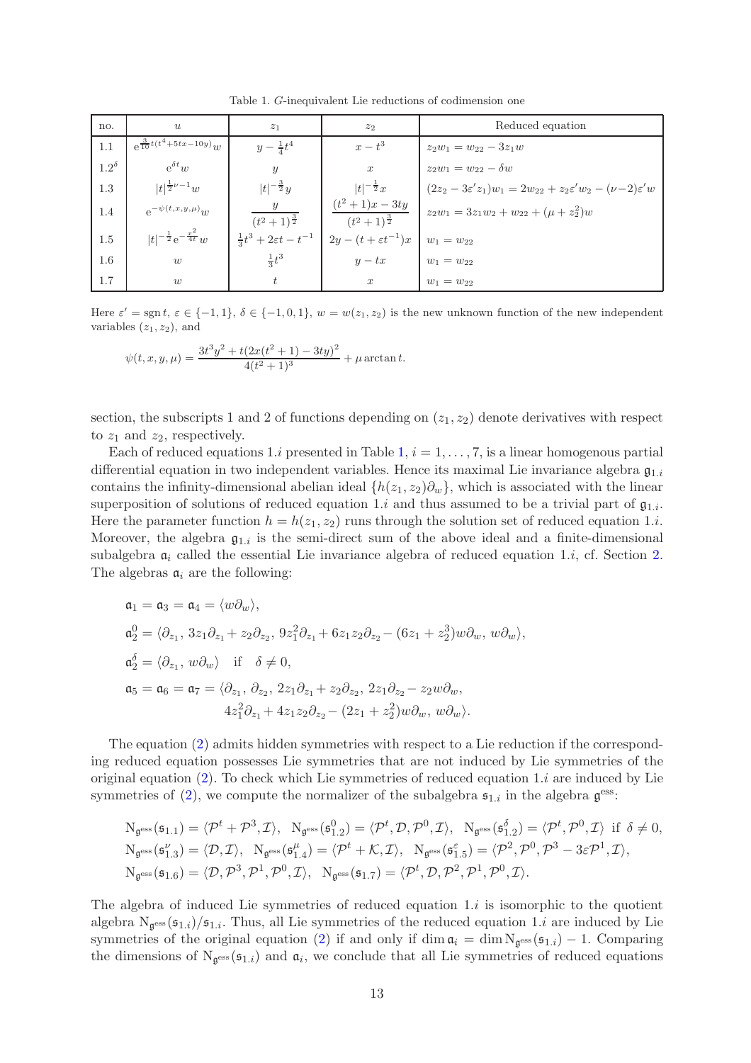Table 1. $G$-inequivalent Lie reductions of codimension one

| no. | $u$ | $z_1$ | $z_2$ | Reduced equation |
|---|---|---|---|---|
| 1.1 | $\mathrm{e}^{\frac{3}{10}t(t^4+5tx-10y)}w$ | $y-\frac{1}{4}t^4$ | $x-t^3$ | $z_2w_1=w_{22}-3z_1w$ |
| $1.2^\delta$ | $\mathrm{e}^{\delta t}w$ | $y$ | $x$ | $z_2w_1=w_{22}-\delta w$ |
| 1.3 | $\lvert t\rvert^{\frac{1}{2}\nu-1}w$ | $\lvert t\rvert^{-\frac{3}{2}}y$ | $\lvert t\rvert^{-\frac{1}{2}}x$ | $(2z_2-3\varepsilon' z_1)w_1=2w_{22}+z_2\varepsilon' w_2-(\nu-2)\varepsilon' w$ |
| 1.4 | $\mathrm{e}^{-\psi(t,x,y,\mu)}w$ | $\dfrac{y}{(t^2+1)^{\frac{3}{2}}}$ | $\dfrac{(t^2+1)x-3ty}{(t^2+1)^{\frac{3}{2}}}$ | $z_2w_1=3z_1w_2+w_{22}+(\mu+z_2^2)w$ |
| 1.5 | $\lvert t\rvert^{-\frac{1}{2}}\mathrm{e}^{-\frac{x^2}{4t}}w$ | $\frac{1}{3}t^3+2\varepsilon t-t^{-1}$ | $2y-(t+\varepsilon t^{-1})x$ | $w_1=w_{22}$ |
| 1.6 | $w$ | $\frac{1}{3}t^3$ | $y-tx$ | $w_1=w_{22}$ |
| 1.7 | $w$ | $t$ | $x$ | $w_1=w_{22}$ |

Here $\varepsilon'=\operatorname{sgn} t$, $\varepsilon\in\{-1,1\}$, $\delta\in\{-1,0,1\}$, $w=w(z_1,z_2)$ is the new unknown function of the new independent variables $(z_1,z_2)$, and

$$\psi(t,x,y,\mu)=\frac{3t^3y^2+t(2x(t^2+1)-3ty)^2}{4(t^2+1)^3}+\mu\arctan t.$$

section, the subscripts 1 and 2 of functions depending on $(z_1,z_2)$ denote derivatives with respect to $z_1$ and $z_2$, respectively.

Each of reduced equations 1.$i$ presented in Table 1, $i=1,\dots,7$, is a linear homogenous partial differential equation in two independent variables. Hence its maximal Lie invariance algebra $\mathfrak{g}_{1.i}$ contains the infinity-dimensional abelian ideal $\{h(z_1,z_2)\partial_w\}$, which is associated with the linear superposition of solutions of reduced equation 1.$i$ and thus assumed to be a trivial part of $\mathfrak{g}_{1.i}$. Here the parameter function $h=h(z_1,z_2)$ runs through the solution set of reduced equation 1.$i$. Moreover, the algebra $\mathfrak{g}_{1.i}$ is the semi-direct sum of the above ideal and a finite-dimensional subalgebra $\mathfrak{a}_i$ called the essential Lie invariance algebra of reduced equation 1.$i$, cf. Section 2. The algebras $\mathfrak{a}_i$ are the following:

$$
\begin{aligned}
&\mathfrak{a}_1=\mathfrak{a}_3=\mathfrak{a}_4=\langle w\partial_w\rangle,\\
&\mathfrak{a}_2^0=\langle \partial_{z_1},\,3z_1\partial_{z_1}+z_2\partial_{z_2},\,9z_1^2\partial_{z_1}+6z_1z_2\partial_{z_2}-(6z_1+z_2^3)w\partial_w,\,w\partial_w\rangle,\\
&\mathfrak{a}_2^\delta=\langle \partial_{z_1},\,w\partial_w\rangle\quad\text{if}\quad \delta\neq 0,\\
&\mathfrak{a}_5=\mathfrak{a}_6=\mathfrak{a}_7=\langle \partial_{z_1},\,\partial_{z_2},\,2z_1\partial_{z_1}+z_2\partial_{z_2},\,2z_1\partial_{z_2}-z_2w\partial_w,\\
&\qquad 4z_1^2\partial_{z_1}+4z_1z_2\partial_{z_2}-(2z_1+z_2^2)w\partial_w,\,w\partial_w\rangle.
\end{aligned}
$$

The equation (2) admits hidden symmetries with respect to a Lie reduction if the corresponding reduced equation possesses Lie symmetries that are not induced by Lie symmetries of the original equation (2). To check which Lie symmetries of reduced equation 1.$i$ are induced by Lie symmetries of (2), we compute the normalizer of the subalgebra $\mathfrak{s}_{1.i}$ in the algebra $\mathfrak{g}^{\rm ess}$:

$$
\begin{aligned}
&\mathrm{N}_{\mathfrak{g}^{\rm ess}}(\mathfrak{s}_{1.1})=\langle \mathcal{P}^t+\mathcal{P}^3,\mathcal{I}\rangle,\quad \mathrm{N}_{\mathfrak{g}^{\rm ess}}(\mathfrak{s}_{1.2}^0)=\langle \mathcal{P}^t,\mathcal{D},\mathcal{P}^0,\mathcal{I}\rangle,\quad \mathrm{N}_{\mathfrak{g}^{\rm ess}}(\mathfrak{s}_{1.2}^\delta)=\langle \mathcal{P}^t,\mathcal{P}^0,\mathcal{I}\rangle\ \text{ if }\ \delta\neq 0,\\
&\mathrm{N}_{\mathfrak{g}^{\rm ess}}(\mathfrak{s}_{1.3}^\nu)=\langle \mathcal{D},\mathcal{I}\rangle,\quad \mathrm{N}_{\mathfrak{g}^{\rm ess}}(\mathfrak{s}_{1.4}^\mu)=\langle \mathcal{P}^t+\mathcal{K},\mathcal{I}\rangle,\quad \mathrm{N}_{\mathfrak{g}^{\rm ess}}(\mathfrak{s}_{1.5}^\varepsilon)=\langle \mathcal{P}^2,\mathcal{P}^0,\mathcal{P}^3-3\varepsilon\mathcal{P}^1,\mathcal{I}\rangle,\\
&\mathrm{N}_{\mathfrak{g}^{\rm ess}}(\mathfrak{s}_{1.6})=\langle \mathcal{D},\mathcal{P}^3,\mathcal{P}^1,\mathcal{P}^0,\mathcal{I}\rangle,\quad \mathrm{N}_{\mathfrak{g}^{\rm ess}}(\mathfrak{s}_{1.7})=\langle \mathcal{P}^t,\mathcal{D},\mathcal{P}^2,\mathcal{P}^1,\mathcal{P}^0,\mathcal{I}\rangle.
\end{aligned}
$$

The algebra of induced Lie symmetries of reduced equation 1.$i$ is isomorphic to the quotient algebra $\mathrm{N}_{\mathfrak{g}^{\rm ess}}(\mathfrak{s}_{1.i})/\mathfrak{s}_{1.i}$. Thus, all Lie symmetries of the reduced equation 1.$i$ are induced by Lie symmetries of the original equation (2) if and only if $\dim\mathfrak{a}_i=\dim\mathrm{N}_{\mathfrak{g}^{\rm ess}}(\mathfrak{s}_{1.i})-1$. Comparing the dimensions of $\mathrm{N}_{\mathfrak{g}^{\rm ess}}(\mathfrak{s}_{1.i})$ and $\mathfrak{a}_i$, we conclude that all Lie symmetries of reduced equations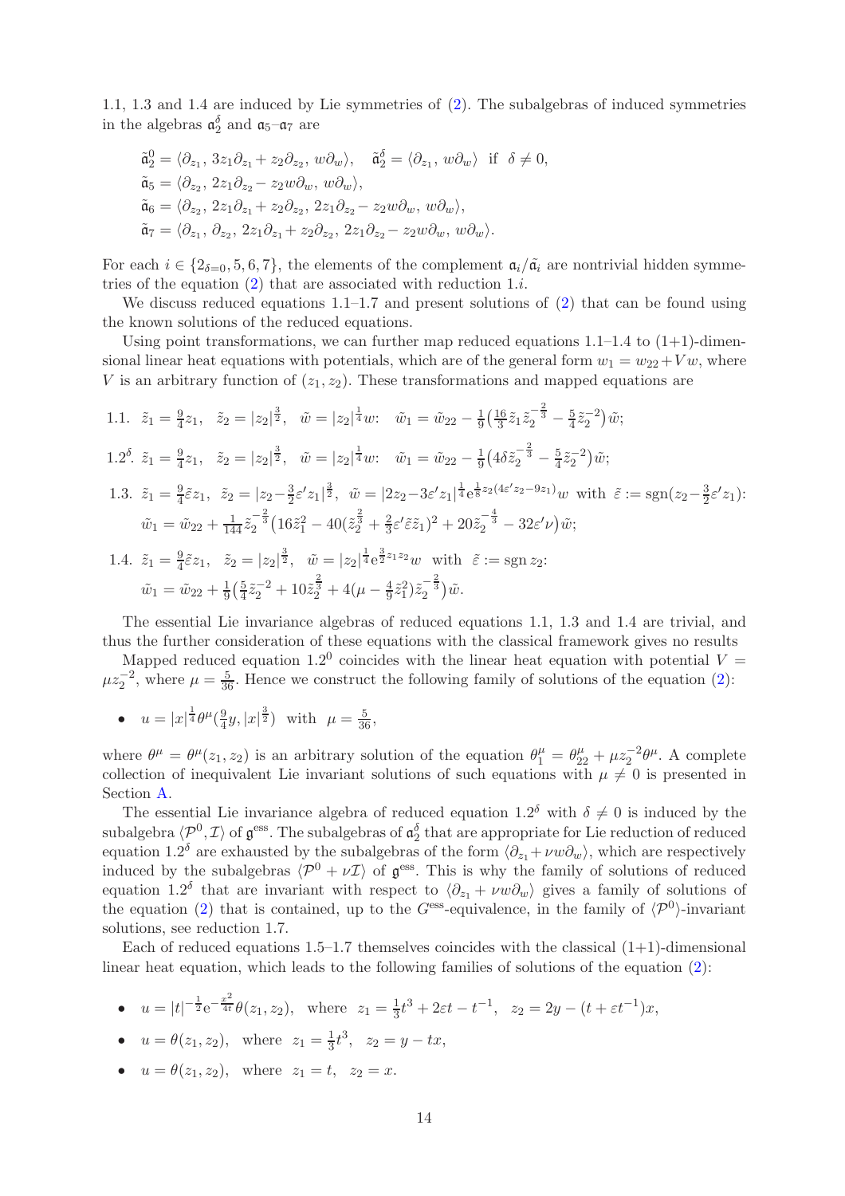1.1, 1.3 and 1.4 are induced by Lie symmetries of (2). The subalgebras of induced symmetries in the algebras $\mathfrak{a}_2^\delta$ and $\mathfrak{a}_5$–$\mathfrak{a}_7$ are

$$
\begin{aligned}
&\tilde{\mathfrak{a}}_2^0 = \langle \partial_{z_1},\, 3z_1\partial_{z_1} + z_2\partial_{z_2},\, w\partial_w\rangle, \quad \tilde{\mathfrak{a}}_2^\delta = \langle \partial_{z_1},\, w\partial_w\rangle \ \text{ if } \ \delta \neq 0,\\
&\tilde{\mathfrak{a}}_5 = \langle \partial_{z_2},\, 2z_1\partial_{z_2} - z_2 w\partial_w,\, w\partial_w\rangle,\\
&\tilde{\mathfrak{a}}_6 = \langle \partial_{z_2},\, 2z_1\partial_{z_1} + z_2\partial_{z_2},\, 2z_1\partial_{z_2} - z_2 w\partial_w,\, w\partial_w\rangle,\\
&\tilde{\mathfrak{a}}_7 = \langle \partial_{z_1},\, \partial_{z_2},\, 2z_1\partial_{z_1} + z_2\partial_{z_2},\, 2z_1\partial_{z_2} - z_2 w\partial_w,\, w\partial_w\rangle.
\end{aligned}
$$

For each $i \in \{2_{\delta=0}, 5, 6, 7\}$, the elements of the complement $\mathfrak{a}_i/\tilde{\mathfrak{a}}_i$ are nontrivial hidden symmetries of the equation (2) that are associated with reduction 1.$i$.

We discuss reduced equations 1.1–1.7 and present solutions of (2) that can be found using the known solutions of the reduced equations.

Using point transformations, we can further map reduced equations 1.1–1.4 to (1+1)-dimensional linear heat equations with potentials, which are of the general form $w_1 = w_{22} + Vw$, where $V$ is an arbitrary function of $(z_1, z_2)$. These transformations and mapped equations are

1.1. $\tilde z_1 = \frac{9}{4}z_1$, $\ \tilde z_2 = |z_2|^{\frac32}$, $\ \tilde w = |z_2|^{\frac14}w$: $\ \tilde w_1 = \tilde w_{22} - \frac19\big(\frac{16}{3}\tilde z_1 \tilde z_2^{-\frac23} - \frac54 \tilde z_2^{-2}\big)\tilde w$;

1.2$^\delta$. $\tilde z_1 = \frac{9}{4}z_1$, $\ \tilde z_2 = |z_2|^{\frac32}$, $\ \tilde w = |z_2|^{\frac14}w$: $\ \tilde w_1 = \tilde w_{22} - \frac19\big(4\delta \tilde z_2^{-\frac23} - \frac54 \tilde z_2^{-2}\big)\tilde w$;

1.3. $\tilde z_1 = \frac{9}{4}\tilde\varepsilon z_1$, $\ \tilde z_2 = |z_2 - \frac32\varepsilon' z_1|^{\frac32}$, $\ \tilde w = |2z_2 - 3\varepsilon' z_1|^{\frac14} e^{\frac18 z_2(4\varepsilon' z_2 - 9z_1)}w$ with $\tilde\varepsilon := \operatorname{sgn}(z_2 - \frac32\varepsilon' z_1)$:
$\tilde w_1 = \tilde w_{22} + \frac{1}{144}\tilde z_2^{-\frac23}\big(16\tilde z_1^2 - 40(\tilde z_2^{\frac23} + \frac23\varepsilon'\tilde\varepsilon\tilde z_1)^2 + 20\tilde z_2^{-\frac43} - 32\varepsilon'\nu\big)\tilde w$;

1.4. $\tilde z_1 = \frac{9}{4}\tilde\varepsilon z_1$, $\ \tilde z_2 = |z_2|^{\frac32}$, $\ \tilde w = |z_2|^{\frac14} e^{\frac32 z_1 z_2}w$ with $\tilde\varepsilon := \operatorname{sgn} z_2$:
$\tilde w_1 = \tilde w_{22} + \frac19\big(\frac54\tilde z_2^{-2} + 10\tilde z_2^{\frac23} + 4(\mu - \frac49\tilde z_1^2)\tilde z_2^{-\frac23}\big)\tilde w$.

The essential Lie invariance algebras of reduced equations 1.1, 1.3 and 1.4 are trivial, and thus the further consideration of these equations with the classical framework gives no results

Mapped reduced equation 1.2$^0$ coincides with the linear heat equation with potential $V = \mu z_2^{-2}$, where $\mu = \frac{5}{36}$. Hence we construct the following family of solutions of the equation (2):

- $u = |x|^{\frac14}\theta^\mu(\frac94 y, |x|^{\frac32})$ with $\mu = \frac{5}{36}$,

where $\theta^\mu = \theta^\mu(z_1, z_2)$ is an arbitrary solution of the equation $\theta^\mu_1 = \theta^\mu_{22} + \mu z_2^{-2}\theta^\mu$. A complete collection of inequivalent Lie invariant solutions of such equations with $\mu \neq 0$ is presented in Section A.

The essential Lie invariance algebra of reduced equation 1.2$^\delta$ with $\delta \neq 0$ is induced by the subalgebra $\langle \mathcal{P}^0, \mathcal{I}\rangle$ of $\mathfrak{g}^{\rm ess}$. The subalgebras of $\mathfrak{a}_2^\delta$ that are appropriate for Lie reduction of reduced equation 1.2$^\delta$ are exhausted by the subalgebras of the form $\langle \partial_{z_1} + \nu w\partial_w\rangle$, which are respectively induced by the subalgebras $\langle \mathcal{P}^0 + \nu\mathcal{I}\rangle$ of $\mathfrak{g}^{\rm ess}$. This is why the family of solutions of reduced equation 1.2$^\delta$ that are invariant with respect to $\langle \partial_{z_1} + \nu w\partial_w\rangle$ gives a family of solutions of the equation (2) that is contained, up to the $G^{\rm ess}$-equivalence, in the family of $\langle \mathcal{P}^0\rangle$-invariant solutions, see reduction 1.7.

Each of reduced equations 1.5–1.7 themselves coincides with the classical (1+1)-dimensional linear heat equation, which leads to the following families of solutions of the equation (2):

- $u = |t|^{-\frac12} e^{-\frac{x^2}{4t}}\theta(z_1, z_2)$, where $z_1 = \frac13 t^3 + 2\varepsilon t - t^{-1}$, $\ z_2 = 2y - (t + \varepsilon t^{-1})x$,
- $u = \theta(z_1, z_2)$, where $z_1 = \frac13 t^3$, $\ z_2 = y - tx$,
- $u = \theta(z_1, z_2)$, where $z_1 = t$, $\ z_2 = x$.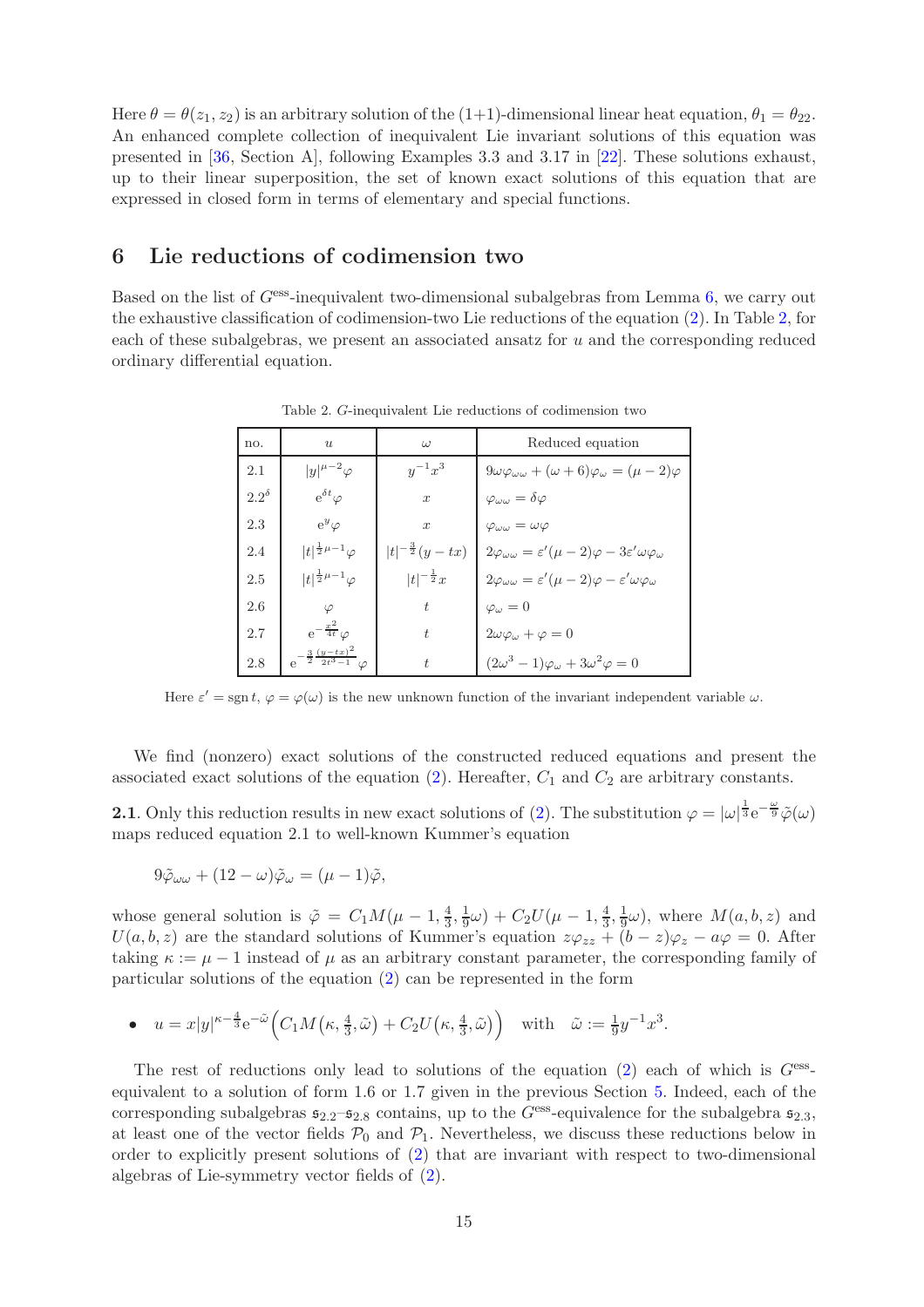Here $\theta=\theta(z_1,z_2)$ is an arbitrary solution of the (1+1)-dimensional linear heat equation, $\theta_1=\theta_{22}$. An enhanced complete collection of inequivalent Lie invariant solutions of this equation was presented in [36, Section A], following Examples 3.3 and 3.17 in [22]. These solutions exhaust, up to their linear superposition, the set of known exact solutions of this equation that are expressed in closed form in terms of elementary and special functions.

## 6 Lie reductions of codimension two

Based on the list of $G^{\rm ess}$-inequivalent two-dimensional subalgebras from Lemma 6, we carry out the exhaustive classification of codimension-two Lie reductions of the equation (2). In Table 2, for each of these subalgebras, we present an associated ansatz for $u$ and the corresponding reduced ordinary differential equation.

Table 2. $G$-inequivalent Lie reductions of codimension two

| no. | $u$ | $\omega$ | Reduced equation |
|---|---|---|---|
| 2.1 | $\lvert y\rvert^{\mu-2}\varphi$ | $y^{-1}x^3$ | $9\omega\varphi_{\omega\omega}+(\omega+6)\varphi_\omega=(\mu-2)\varphi$ |
| $2.2^\delta$ | ${\rm e}^{\delta t}\varphi$ | $x$ | $\varphi_{\omega\omega}=\delta\varphi$ |
| 2.3 | ${\rm e}^{y}\varphi$ | $x$ | $\varphi_{\omega\omega}=\omega\varphi$ |
| 2.4 | $\lvert t\rvert^{\frac12\mu-1}\varphi$ | $\lvert t\rvert^{-\frac32}(y-tx)$ | $2\varphi_{\omega\omega}=\varepsilon'(\mu-2)\varphi-3\varepsilon'\omega\varphi_\omega$ |
| 2.5 | $\lvert t\rvert^{\frac12\mu-1}\varphi$ | $\lvert t\rvert^{-\frac12}x$ | $2\varphi_{\omega\omega}=\varepsilon'(\mu-2)\varphi-\varepsilon'\omega\varphi_\omega$ |
| 2.6 | $\varphi$ | $t$ | $\varphi_\omega=0$ |
| 2.7 | ${\rm e}^{-\frac{x^2}{4t}}\varphi$ | $t$ | $2\omega\varphi_\omega+\varphi=0$ |
| 2.8 | ${\rm e}^{-\frac32\frac{(y-tx)^2}{2t^3-1}}\varphi$ | $t$ | $(2\omega^3-1)\varphi_\omega+3\omega^2\varphi=0$ |

Here $\varepsilon'=\operatorname{sgn}t$, $\varphi=\varphi(\omega)$ is the new unknown function of the invariant independent variable $\omega$.

We find (nonzero) exact solutions of the constructed reduced equations and present the associated exact solutions of the equation (2). Hereafter, $C_1$ and $C_2$ are arbitrary constants.

**2.1**. Only this reduction results in new exact solutions of (2). The substitution $\varphi=|\omega|^{\frac13}{\rm e}^{-\frac{\omega}{9}}\tilde\varphi(\omega)$ maps reduced equation 2.1 to well-known Kummer's equation

$$9\tilde\varphi_{\omega\omega}+(12-\omega)\tilde\varphi_\omega=(\mu-1)\tilde\varphi,$$

whose general solution is $\tilde\varphi=C_1M(\mu-1,\frac43,\frac19\omega)+C_2U(\mu-1,\frac43,\frac19\omega)$, where $M(a,b,z)$ and $U(a,b,z)$ are the standard solutions of Kummer's equation $z\varphi_{zz}+(b-z)\varphi_z-a\varphi=0$. After taking $\kappa:=\mu-1$ instead of $\mu$ as an arbitrary constant parameter, the corresponding family of particular solutions of the equation (2) can be represented in the form

- $u=x|y|^{\kappa-\frac43}{\rm e}^{-\tilde\omega}\Big(C_1M\big(\kappa,\frac43,\tilde\omega\big)+C_2U\big(\kappa,\frac43,\tilde\omega\big)\Big)$ with $\tilde\omega:=\frac19y^{-1}x^3$.

The rest of reductions only lead to solutions of the equation (2) each of which is $G^{\rm ess}$-equivalent to a solution of form 1.6 or 1.7 given in the previous Section 5. Indeed, each of the corresponding subalgebras $\mathfrak s_{2.2}$–$\mathfrak s_{2.8}$ contains, up to the $G^{\rm ess}$-equivalence for the subalgebra $\mathfrak s_{2.3}$, at least one of the vector fields $\mathcal P_0$ and $\mathcal P_1$. Nevertheless, we discuss these reductions below in order to explicitly present solutions of (2) that are invariant with respect to two-dimensional algebras of Lie-symmetry vector fields of (2).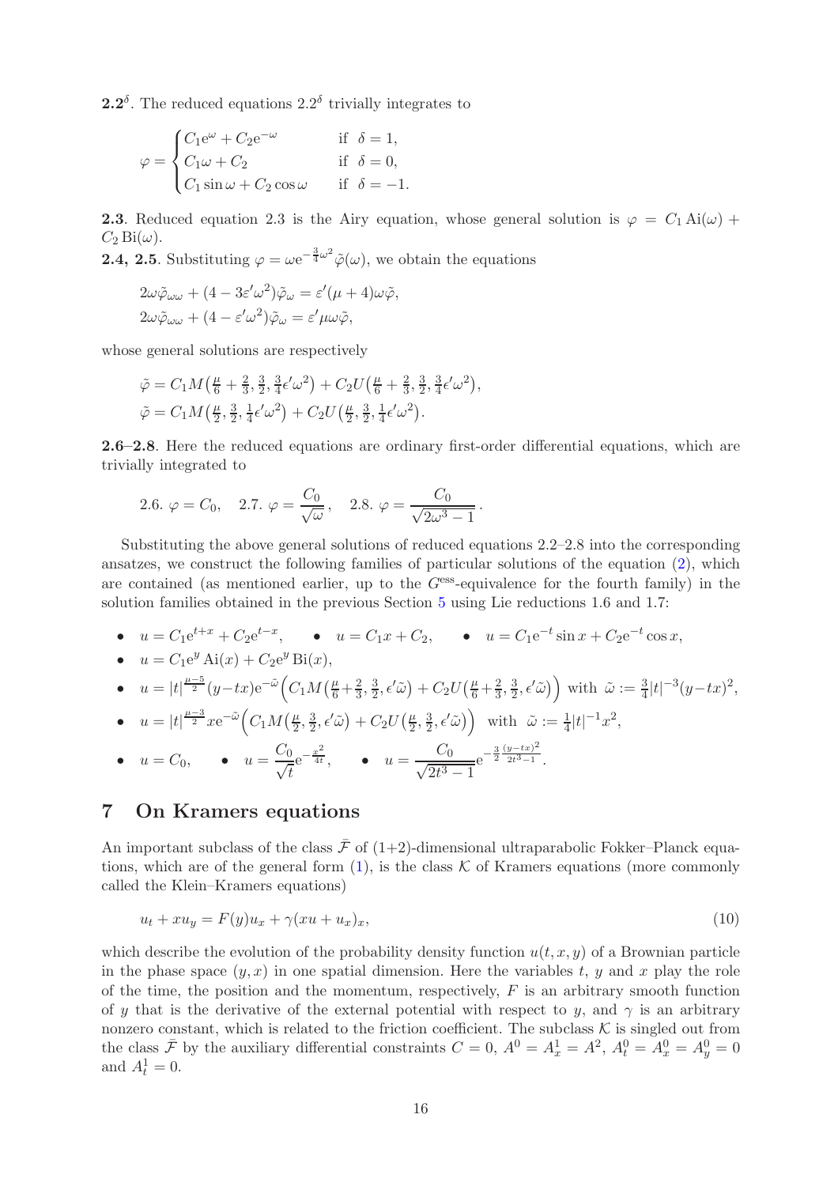**2.2**$^\delta$. The reduced equations $2.2^\delta$ trivially integrates to

$$\varphi = \begin{cases} C_1 e^{\omega} + C_2 e^{-\omega} & \text{if } \delta = 1, \\ C_1 \omega + C_2 & \text{if } \delta = 0, \\ C_1 \sin\omega + C_2 \cos\omega & \text{if } \delta = -1. \end{cases}$$

**2.3**. Reduced equation 2.3 is the Airy equation, whose general solution is $\varphi = C_1 \operatorname{Ai}(\omega) + C_2 \operatorname{Bi}(\omega)$.

**2.4, 2.5**. Substituting $\varphi = \omega e^{-\frac{3}{4}\omega^2}\tilde\varphi(\omega)$, we obtain the equations

$$2\omega\tilde\varphi_{\omega\omega} + (4 - 3\varepsilon'\omega^2)\tilde\varphi_\omega = \varepsilon'(\mu+4)\omega\tilde\varphi,$$
$$2\omega\tilde\varphi_{\omega\omega} + (4 - \varepsilon'\omega^2)\tilde\varphi_\omega = \varepsilon'\mu\omega\tilde\varphi,$$

whose general solutions are respectively

$$\tilde\varphi = C_1 M\big(\tfrac{\mu}{6}+\tfrac{2}{3}, \tfrac{3}{2}, \tfrac{3}{4}\epsilon'\omega^2\big) + C_2 U\big(\tfrac{\mu}{6}+\tfrac{2}{3}, \tfrac{3}{2}, \tfrac{3}{4}\epsilon'\omega^2\big),$$
$$\tilde\varphi = C_1 M\big(\tfrac{\mu}{2}, \tfrac{3}{2}, \tfrac{1}{4}\epsilon'\omega^2\big) + C_2 U\big(\tfrac{\mu}{2}, \tfrac{3}{2}, \tfrac{1}{4}\epsilon'\omega^2\big).$$

**2.6–2.8**. Here the reduced equations are ordinary first-order differential equations, which are trivially integrated to

$$2.6.\ \varphi = C_0, \quad 2.7.\ \varphi = \frac{C_0}{\sqrt{\omega}}, \quad 2.8.\ \varphi = \frac{C_0}{\sqrt{2\omega^3 - 1}}.$$

Substituting the above general solutions of reduced equations 2.2–2.8 into the corresponding ansatzes, we construct the following families of particular solutions of the equation (2), which are contained (as mentioned earlier, up to the $G^{\rm ess}$-equivalence for the fourth family) in the solution families obtained in the previous Section 5 using Lie reductions 1.6 and 1.7:

- $u = C_1 e^{t+x} + C_2 e^{t-x}$, 
- $u = C_1 x + C_2$, 
- $u = C_1 e^{-t}\sin x + C_2 e^{-t}\cos x$,
- $u = C_1 e^{y} \operatorname{Ai}(x) + C_2 e^{y}\operatorname{Bi}(x)$,
- $u = |t|^{\frac{\mu-5}{2}}(y-tx)e^{-\tilde\omega}\Big(C_1 M\big(\frac{\mu}{6}+\frac{2}{3}, \frac{3}{2}, \epsilon'\tilde\omega\big) + C_2 U\big(\frac{\mu}{6}+\frac{2}{3}, \frac{3}{2}, \epsilon'\tilde\omega\big)\Big)$ with $\tilde\omega := \frac{3}{4}|t|^{-3}(y-tx)^2$,
- $u = |t|^{\frac{\mu-3}{2}} x e^{-\tilde\omega}\Big(C_1 M\big(\frac{\mu}{2}, \frac{3}{2}, \epsilon'\tilde\omega\big) + C_2 U\big(\frac{\mu}{2}, \frac{3}{2}, \epsilon'\tilde\omega\big)\Big)$ with $\tilde\omega := \frac{1}{4}|t|^{-1}x^2$,
- $u = C_0$, 
- $u = \dfrac{C_0}{\sqrt{t}} e^{-\frac{x^2}{4t}}$, 
- $u = \dfrac{C_0}{\sqrt{2t^3-1}} e^{-\frac{3}{2}\frac{(y-tx)^2}{2t^3-1}}$.

## 7 On Kramers equations

An important subclass of the class $\bar{\mathcal F}$ of (1+2)-dimensional ultraparabolic Fokker–Planck equations, which are of the general form (1), is the class $\mathcal K$ of Kramers equations (more commonly called the Klein–Kramers equations)

$$u_t + xu_y = F(y)u_x + \gamma(xu + u_x)_x, \tag{10}$$

which describe the evolution of the probability density function $u(t,x,y)$ of a Brownian particle in the phase space $(y,x)$ in one spatial dimension. Here the variables $t$, $y$ and $x$ play the role of the time, the position and the momentum, respectively, $F$ is an arbitrary smooth function of $y$ that is the derivative of the external potential with respect to $y$, and $\gamma$ is an arbitrary nonzero constant, which is related to the friction coefficient. The subclass $\mathcal K$ is singled out from the class $\bar{\mathcal F}$ by the auxiliary differential constraints $C = 0$, $A^0 = A^1_x = A^2$, $A^0_t = A^0_x = A^0_y = 0$ and $A^1_t = 0$.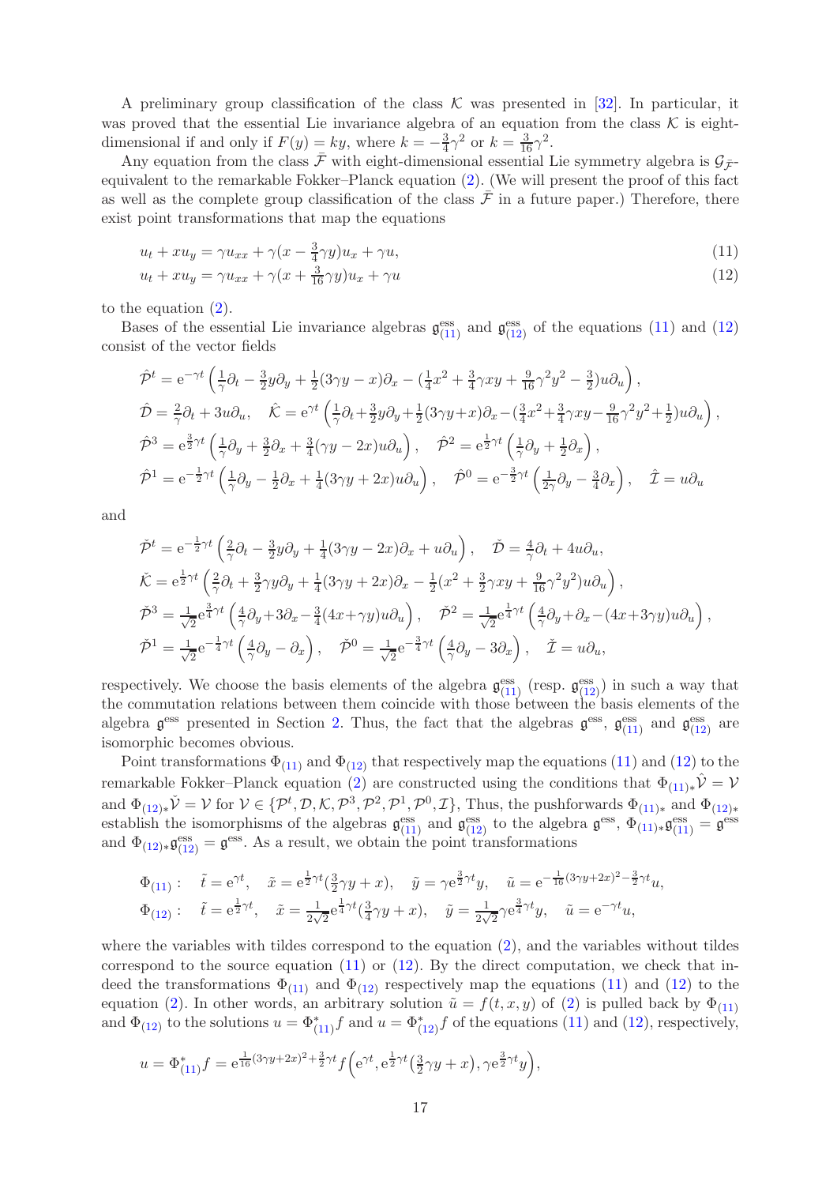A preliminary group classification of the class $\mathcal{K}$ was presented in [32]. In particular, it was proved that the essential Lie invariance algebra of an equation from the class $\mathcal{K}$ is eight-dimensional if and only if $F(y)=ky$, where $k=-\frac34\gamma^2$ or $k=\frac{3}{16}\gamma^2$.

Any equation from the class $\bar{\mathcal{F}}$ with eight-dimensional essential Lie symmetry algebra is $\mathcal{G}_{\bar{\mathcal{F}}}$-equivalent to the remarkable Fokker–Planck equation (2). (We will present the proof of this fact as well as the complete group classification of the class $\bar{\mathcal{F}}$ in a future paper.) Therefore, there exist point transformations that map the equations

$$u_t+xu_y=\gamma u_{xx}+\gamma(x-\tfrac34\gamma y)u_x+\gamma u, \tag{11}$$

$$u_t+xu_y=\gamma u_{xx}+\gamma(x+\tfrac{3}{16}\gamma y)u_x+\gamma u \tag{12}$$

to the equation (2).

Bases of the essential Lie invariance algebras $\mathfrak{g}^{\rm ess}_{(11)}$ and $\mathfrak{g}^{\rm ess}_{(12)}$ of the equations (11) and (12) consist of the vector fields

$$
\begin{aligned}
&\hat{\mathcal{P}}^t={\rm e}^{-\gamma t}\left(\tfrac1\gamma\partial_t-\tfrac32y\partial_y+\tfrac12(3\gamma y-x)\partial_x-(\tfrac14x^2+\tfrac34\gamma xy+\tfrac{9}{16}\gamma^2y^2-\tfrac32)u\partial_u\right),\\
&\hat{\mathcal{D}}=\tfrac2\gamma\partial_t+3u\partial_u,\quad \hat{\mathcal{K}}={\rm e}^{\gamma t}\left(\tfrac1\gamma\partial_t+\tfrac32y\partial_y+\tfrac12(3\gamma y+x)\partial_x-(\tfrac34x^2+\tfrac34\gamma xy-\tfrac{9}{16}\gamma^2y^2+\tfrac12)u\partial_u\right),\\
&\hat{\mathcal{P}}^3={\rm e}^{\frac32\gamma t}\left(\tfrac1\gamma\partial_y+\tfrac32\partial_x+\tfrac34(\gamma y-2x)u\partial_u\right),\quad \hat{\mathcal{P}}^2={\rm e}^{\frac12\gamma t}\left(\tfrac1\gamma\partial_y+\tfrac12\partial_x\right),\\
&\hat{\mathcal{P}}^1={\rm e}^{-\frac12\gamma t}\left(\tfrac1\gamma\partial_y-\tfrac12\partial_x+\tfrac14(3\gamma y+2x)u\partial_u\right),\quad \hat{\mathcal{P}}^0={\rm e}^{-\frac32\gamma t}\left(\tfrac{1}{2\gamma}\partial_y-\tfrac34\partial_x\right),\quad \hat{\mathcal{I}}=u\partial_u
\end{aligned}
$$

and

$$
\begin{aligned}
&\check{\mathcal{P}}^t={\rm e}^{-\frac12\gamma t}\left(\tfrac2\gamma\partial_t-\tfrac32y\partial_y+\tfrac14(3\gamma y-2x)\partial_x+u\partial_u\right),\quad \check{\mathcal{D}}=\tfrac4\gamma\partial_t+4u\partial_u,\\
&\check{\mathcal{K}}={\rm e}^{\frac12\gamma t}\left(\tfrac2\gamma\partial_t+\tfrac32\gamma y\partial_y+\tfrac14(3\gamma y+2x)\partial_x-\tfrac12(x^2+\tfrac32\gamma xy+\tfrac{9}{16}\gamma^2y^2)u\partial_u\right),\\
&\check{\mathcal{P}}^3=\tfrac{1}{\sqrt2}{\rm e}^{\frac34\gamma t}\left(\tfrac4\gamma\partial_y+3\partial_x-\tfrac34(4x+\gamma y)u\partial_u\right),\quad \check{\mathcal{P}}^2=\tfrac{1}{\sqrt2}{\rm e}^{\frac14\gamma t}\left(\tfrac4\gamma\partial_y+\partial_x-(4x+3\gamma y)u\partial_u\right),\\
&\check{\mathcal{P}}^1=\tfrac{1}{\sqrt2}{\rm e}^{-\frac14\gamma t}\left(\tfrac4\gamma\partial_y-\partial_x\right),\quad \check{\mathcal{P}}^0=\tfrac{1}{\sqrt2}{\rm e}^{-\frac34\gamma t}\left(\tfrac4\gamma\partial_y-3\partial_x\right),\quad \check{\mathcal{I}}=u\partial_u,
\end{aligned}
$$

respectively. We choose the basis elements of the algebra $\mathfrak{g}^{\rm ess}_{(11)}$ (resp. $\mathfrak{g}^{\rm ess}_{(12)}$) in such a way that the commutation relations between them coincide with those between the basis elements of the algebra $\mathfrak{g}^{\rm ess}$ presented in Section 2. Thus, the fact that the algebras $\mathfrak{g}^{\rm ess}$, $\mathfrak{g}^{\rm ess}_{(11)}$ and $\mathfrak{g}^{\rm ess}_{(12)}$ are isomorphic becomes obvious.

Point transformations $\Phi_{(11)}$ and $\Phi_{(12)}$ that respectively map the equations (11) and (12) to the remarkable Fokker–Planck equation (2) are constructed using the conditions that $\Phi_{(11)*}\hat{\mathcal{V}}=\mathcal{V}$ and $\Phi_{(12)*}\check{\mathcal{V}}=\mathcal{V}$ for $\mathcal{V}\in\{\mathcal{P}^t,\mathcal{D},\mathcal{K},\mathcal{P}^3,\mathcal{P}^2,\mathcal{P}^1,\mathcal{P}^0,\mathcal{I}\}$, Thus, the pushforwards $\Phi_{(11)*}$ and $\Phi_{(12)*}$ establish the isomorphisms of the algebras $\mathfrak{g}^{\rm ess}_{(11)}$ and $\mathfrak{g}^{\rm ess}_{(12)}$ to the algebra $\mathfrak{g}^{\rm ess}$, $\Phi_{(11)*}\mathfrak{g}^{\rm ess}_{(11)}=\mathfrak{g}^{\rm ess}$ and $\Phi_{(12)*}\mathfrak{g}^{\rm ess}_{(12)}=\mathfrak{g}^{\rm ess}$. As a result, we obtain the point transformations

$$
\begin{aligned}
&\Phi_{(11)}:\quad \tilde t={\rm e}^{\gamma t},\quad \tilde x={\rm e}^{\frac12\gamma t}(\tfrac32\gamma y+x),\quad \tilde y=\gamma{\rm e}^{\frac32\gamma t}y,\quad \tilde u={\rm e}^{-\frac{1}{16}(3\gamma y+2x)^2-\frac32\gamma t}u,\\
&\Phi_{(12)}:\quad \tilde t={\rm e}^{\frac12\gamma t},\quad \tilde x=\tfrac{1}{2\sqrt2}{\rm e}^{\frac14\gamma t}(\tfrac34\gamma y+x),\quad \tilde y=\tfrac{1}{2\sqrt2}\gamma{\rm e}^{\frac34\gamma t}y,\quad \tilde u={\rm e}^{-\gamma t}u,
\end{aligned}
$$

where the variables with tildes correspond to the equation (2), and the variables without tildes correspond to the source equation (11) or (12). By the direct computation, we check that indeed the transformations $\Phi_{(11)}$ and $\Phi_{(12)}$ respectively map the equations (11) and (12) to the equation (2). In other words, an arbitrary solution $\tilde u=f(t,x,y)$ of (2) is pulled back by $\Phi_{(11)}$ and $\Phi_{(12)}$ to the solutions $u=\Phi_{(11)}^*f$ and $u=\Phi_{(12)}^*f$ of the equations (11) and (12), respectively,

$$u=\Phi_{(11)}^*f={\rm e}^{\frac{1}{16}(3\gamma y+2x)^2+\frac32\gamma t}f\Big({\rm e}^{\gamma t},{\rm e}^{\frac12\gamma t}\big(\tfrac32\gamma y+x\big),\gamma{\rm e}^{\frac32\gamma t}y\Big),$$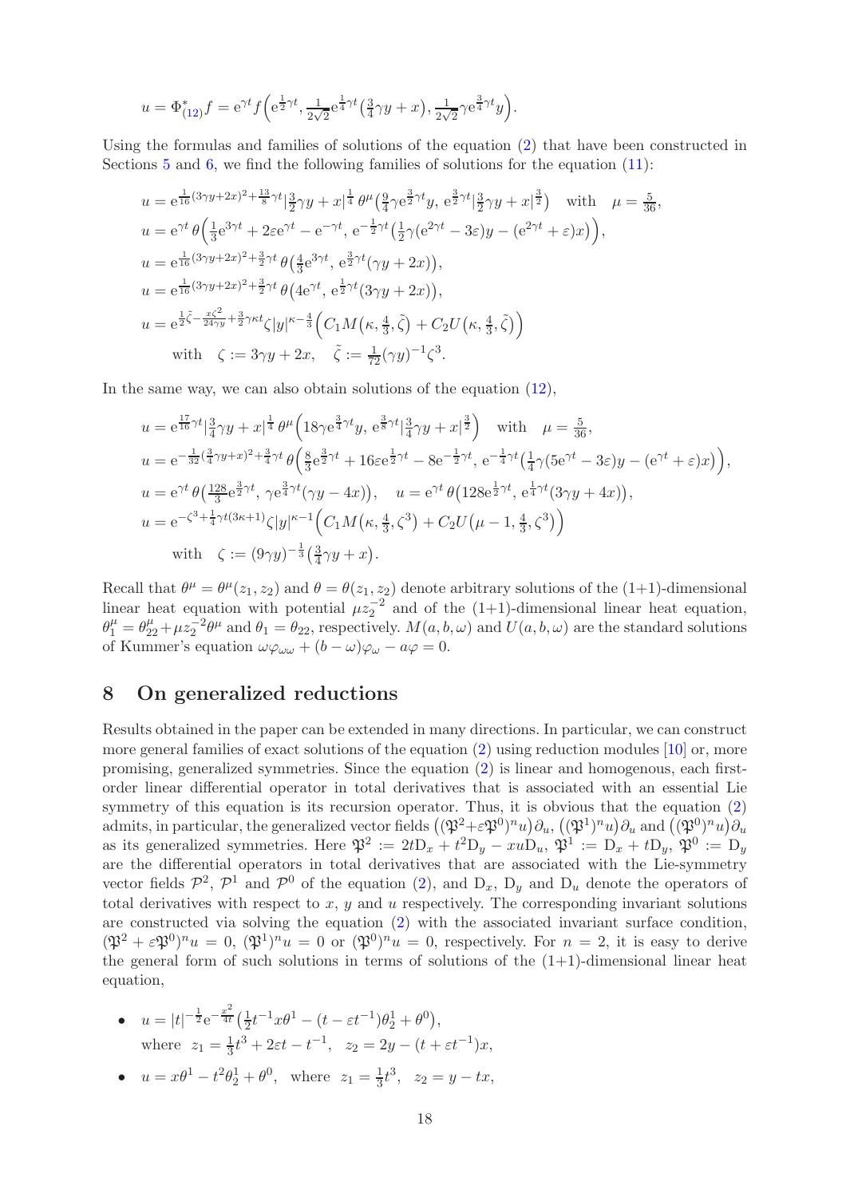$$u=\Phi^*_{(12)}f=\mathrm{e}^{\gamma t}f\Big(\mathrm{e}^{\frac12\gamma t},\,\tfrac{1}{2\sqrt2}\mathrm{e}^{\frac14\gamma t}\big(\tfrac34\gamma y+x\big),\,\tfrac{1}{2\sqrt2}\gamma\mathrm{e}^{\frac34\gamma t}y\Big).$$

Using the formulas and families of solutions of the equation (2) that have been constructed in Sections 5 and 6, we find the following families of solutions for the equation (11):

$$u=\mathrm{e}^{\frac{1}{16}(3\gamma y+2x)^2+\frac{13}{8}\gamma t}\big|\tfrac32\gamma y+x\big|^{\frac14}\,\theta^\mu\big(\tfrac94\gamma\mathrm{e}^{\frac32\gamma t}y,\,\mathrm{e}^{\frac32\gamma t}\big|\tfrac32\gamma y+x\big|^{\frac32}\big)\quad\text{with}\quad \mu=\tfrac{5}{36},$$

$$u=\mathrm{e}^{\gamma t}\,\theta\Big(\tfrac13\mathrm{e}^{3\gamma t}+2\varepsilon\mathrm{e}^{\gamma t}-\mathrm{e}^{-\gamma t},\,\mathrm{e}^{-\frac12\gamma t}\big(\tfrac12\gamma(\mathrm{e}^{2\gamma t}-3\varepsilon)y-(\mathrm{e}^{2\gamma t}+\varepsilon)x\big)\Big),$$

$$u=\mathrm{e}^{\frac{1}{16}(3\gamma y+2x)^2+\frac32\gamma t}\,\theta\big(\tfrac43\mathrm{e}^{3\gamma t},\,\mathrm{e}^{\frac32\gamma t}(\gamma y+2x)\big),$$

$$u=\mathrm{e}^{\frac{1}{16}(3\gamma y+2x)^2+\frac32\gamma t}\,\theta\big(4\mathrm{e}^{\gamma t},\,\mathrm{e}^{\frac12\gamma t}(3\gamma y+2x)\big),$$

$$u=\mathrm{e}^{\frac12\tilde\zeta-\frac{x\zeta^2}{24\gamma y}+\frac32\gamma\kappa t}\zeta|y|^{\kappa-\frac43}\Big(C_1M\big(\kappa,\tfrac43,\tilde\zeta\big)+C_2U\big(\kappa,\tfrac43,\tilde\zeta\big)\Big)$$

$$\text{with}\quad \zeta:=3\gamma y+2x,\quad \tilde\zeta:=\tfrac{1}{72}(\gamma y)^{-1}\zeta^3.$$

In the same way, we can also obtain solutions of the equation (12),

$$u=\mathrm{e}^{\frac{17}{16}\gamma t}\big|\tfrac34\gamma y+x\big|^{\frac14}\,\theta^\mu\Big(18\gamma\mathrm{e}^{\frac34\gamma t}y,\,\mathrm{e}^{\frac38\gamma t}\big|\tfrac34\gamma y+x\big|^{\frac32}\Big)\quad\text{with}\quad \mu=\tfrac{5}{36},$$

$$u=\mathrm{e}^{-\frac{1}{32}(\frac34\gamma y+x)^2+\frac34\gamma t}\,\theta\Big(\tfrac83\mathrm{e}^{\frac32\gamma t}+16\varepsilon\mathrm{e}^{\frac12\gamma t}-8\mathrm{e}^{-\frac12\gamma t},\,\mathrm{e}^{-\frac14\gamma t}\big(\tfrac14\gamma(5\mathrm{e}^{\gamma t}-3\varepsilon)y-(\mathrm{e}^{\gamma t}+\varepsilon)x\big)\Big),$$

$$u=\mathrm{e}^{\gamma t}\,\theta\big(\tfrac{128}{3}\mathrm{e}^{\frac32\gamma t},\,\gamma\mathrm{e}^{\frac34\gamma t}(\gamma y-4x)\big),\quad u=\mathrm{e}^{\gamma t}\,\theta\big(128\mathrm{e}^{\frac12\gamma t},\,\mathrm{e}^{\frac14\gamma t}(3\gamma y+4x)\big),$$

$$u=\mathrm{e}^{-\zeta^3+\frac14\gamma t(3\kappa+1)}\zeta|y|^{\kappa-1}\Big(C_1M\big(\kappa,\tfrac43,\zeta^3\big)+C_2U\big(\mu-1,\tfrac43,\zeta^3\big)\Big)$$

$$\text{with}\quad \zeta:=(9\gamma y)^{-\frac13}\big(\tfrac34\gamma y+x\big).$$

Recall that $\theta^\mu=\theta^\mu(z_1,z_2)$ and $\theta=\theta(z_1,z_2)$ denote arbitrary solutions of the (1+1)-dimensional linear heat equation with potential $\mu z_2^{-2}$ and of the (1+1)-dimensional linear heat equation, $\theta^\mu_1=\theta^\mu_{22}+\mu z_2^{-2}\theta^\mu$ and $\theta_1=\theta_{22}$, respectively. $M(a,b,\omega)$ and $U(a,b,\omega)$ are the standard solutions of Kummer's equation $\omega\varphi_{\omega\omega}+(b-\omega)\varphi_\omega-a\varphi=0$.

## 8 On generalized reductions

Results obtained in the paper can be extended in many directions. In particular, we can construct more general families of exact solutions of the equation (2) using reduction modules [10] or, more promising, generalized symmetries. Since the equation (2) is linear and homogenous, each first-order linear differential operator in total derivatives that is associated with an essential Lie symmetry of this equation is its recursion operator. Thus, it is obvious that the equation (2) admits, in particular, the generalized vector fields $\big((\mathfrak P^2+\varepsilon\mathfrak P^0)^nu\big)\partial_u$, $\big((\mathfrak P^1)^nu\big)\partial_u$ and $\big((\mathfrak P^0)^nu\big)\partial_u$ as its generalized symmetries. Here $\mathfrak P^2:=2t\mathrm D_x+t^2\mathrm D_y-xu\mathrm D_u$, $\mathfrak P^1:=\mathrm D_x+t\mathrm D_y$, $\mathfrak P^0:=\mathrm D_y$ are the differential operators in total derivatives that are associated with the Lie-symmetry vector fields $\mathcal P^2$, $\mathcal P^1$ and $\mathcal P^0$ of the equation (2), and $\mathrm D_x$, $\mathrm D_y$ and $\mathrm D_u$ denote the operators of total derivatives with respect to $x$, $y$ and $u$ respectively. The corresponding invariant solutions are constructed via solving the equation (2) with the associated invariant surface condition, $(\mathfrak P^2+\varepsilon\mathfrak P^0)^nu=0$, $(\mathfrak P^1)^nu=0$ or $(\mathfrak P^0)^nu=0$, respectively. For $n=2$, it is easy to derive the general form of such solutions in terms of solutions of the (1+1)-dimensional linear heat equation,

- $u=|t|^{-\frac12}\mathrm{e}^{-\frac{x^2}{4t}}\big(\tfrac12t^{-1}x\theta^1-(t-\varepsilon t^{-1})\theta^1_2+\theta^0\big)$,
  where $z_1=\frac13t^3+2\varepsilon t-t^{-1}$, $z_2=2y-(t+\varepsilon t^{-1})x$,
- $u=x\theta^1-t^2\theta^1_2+\theta^0$, where $z_1=\frac13t^3$, $z_2=y-tx$,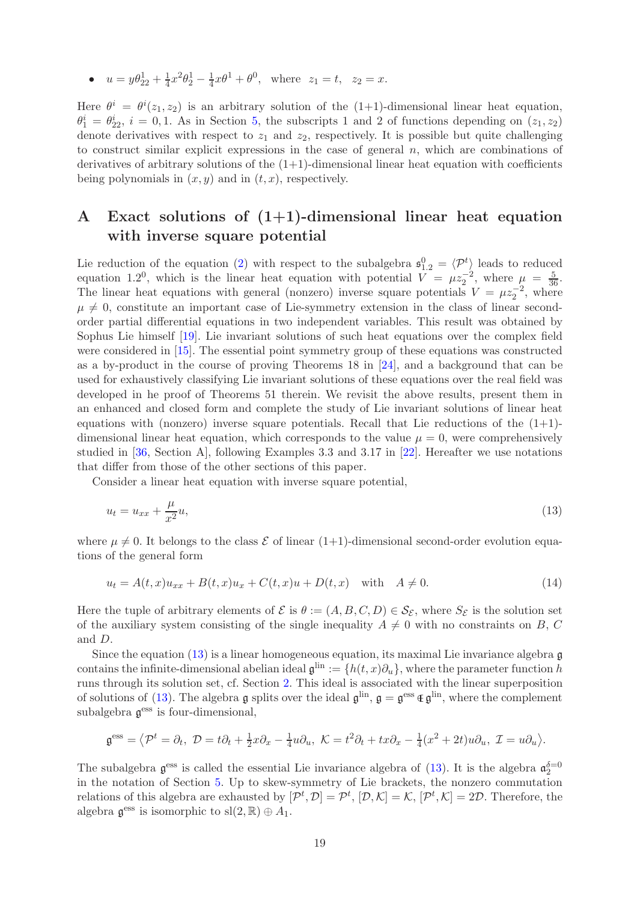- $u = y\theta^1_{22} + \frac{1}{4}x^2\theta^1_2 - \frac{1}{4}x\theta^1 + \theta^0$, where $z_1 = t$, $z_2 = x$.

Here $\theta^i = \theta^i(z_1, z_2)$ is an arbitrary solution of the (1+1)-dimensional linear heat equation, $\theta^i_1 = \theta^i_{22}$, $i = 0, 1$. As in Section 5, the subscripts 1 and 2 of functions depending on $(z_1, z_2)$ denote derivatives with respect to $z_1$ and $z_2$, respectively. It is possible but quite challenging to construct similar explicit expressions in the case of general $n$, which are combinations of derivatives of arbitrary solutions of the (1+1)-dimensional linear heat equation with coefficients being polynomials in $(x, y)$ and in $(t, x)$, respectively.

# A Exact solutions of (1+1)-dimensional linear heat equation with inverse square potential

Lie reduction of the equation (2) with respect to the subalgebra $\mathfrak{s}^0_{1.2} = \langle \mathcal{P}^t \rangle$ leads to reduced equation $1.2^0$, which is the linear heat equation with potential $V = \mu z_2^{-2}$, where $\mu = \frac{5}{36}$. The linear heat equations with general (nonzero) inverse square potentials $V = \mu z_2^{-2}$, where $\mu \neq 0$, constitute an important case of Lie-symmetry extension in the class of linear second-order partial differential equations in two independent variables. This result was obtained by Sophus Lie himself [19]. Lie invariant solutions of such heat equations over the complex field were considered in [15]. The essential point symmetry group of these equations was constructed as a by-product in the course of proving Theorems 18 in [24], and a background that can be used for exhaustively classifying Lie invariant solutions of these equations over the real field was developed in he proof of Theorems 51 therein. We revisit the above results, present them in an enhanced and closed form and complete the study of Lie invariant solutions of linear heat equations with (nonzero) inverse square potentials. Recall that Lie reductions of the (1+1)-dimensional linear heat equation, which corresponds to the value $\mu = 0$, were comprehensively studied in [36, Section A], following Examples 3.3 and 3.17 in [22]. Hereafter we use notations that differ from those of the other sections of this paper.

Consider a linear heat equation with inverse square potential,

$$u_t = u_{xx} + \frac{\mu}{x^2}u, \tag{13}$$

where $\mu \neq 0$. It belongs to the class $\mathcal{E}$ of linear (1+1)-dimensional second-order evolution equations of the general form

$$u_t = A(t,x)u_{xx} + B(t,x)u_x + C(t,x)u + D(t,x) \quad \text{with} \quad A \neq 0. \tag{14}$$

Here the tuple of arbitrary elements of $\mathcal{E}$ is $\theta := (A, B, C, D) \in \mathcal{S}_{\mathcal{E}}$, where $S_{\mathcal{E}}$ is the solution set of the auxiliary system consisting of the single inequality $A \neq 0$ with no constraints on $B$, $C$ and $D$.

Since the equation (13) is a linear homogeneous equation, its maximal Lie invariance algebra $\mathfrak{g}$ contains the infinite-dimensional abelian ideal $\mathfrak{g}^{\text{lin}} := \{h(t,x)\partial_u\}$, where the parameter function $h$ runs through its solution set, cf. Section 2. This ideal is associated with the linear superposition of solutions of (13). The algebra $\mathfrak{g}$ splits over the ideal $\mathfrak{g}^{\text{lin}}$, $\mathfrak{g} = \mathfrak{g}^{\text{ess}} \ltimes \mathfrak{g}^{\text{lin}}$, where the complement subalgebra $\mathfrak{g}^{\text{ess}}$ is four-dimensional,

$$\mathfrak{g}^{\text{ess}} = \big\langle \mathcal{P}^t = \partial_t,\ \mathcal{D} = t\partial_t + \tfrac{1}{2}x\partial_x - \tfrac{1}{4}u\partial_u,\ \mathcal{K} = t^2\partial_t + tx\partial_x - \tfrac{1}{4}(x^2 + 2t)u\partial_u,\ \mathcal{I} = u\partial_u \big\rangle.$$

The subalgebra $\mathfrak{g}^{\text{ess}}$ is called the essential Lie invariance algebra of (13). It is the algebra $\mathfrak{a}_2^{\delta=0}$ in the notation of Section 5. Up to skew-symmetry of Lie brackets, the nonzero commutation relations of this algebra are exhausted by $[\mathcal{P}^t, \mathcal{D}] = \mathcal{P}^t$, $[\mathcal{D}, \mathcal{K}] = \mathcal{K}$, $[\mathcal{P}^t, \mathcal{K}] = 2\mathcal{D}$. Therefore, the algebra $\mathfrak{g}^{\text{ess}}$ is isomorphic to $\text{sl}(2,\mathbb{R}) \oplus A_1$.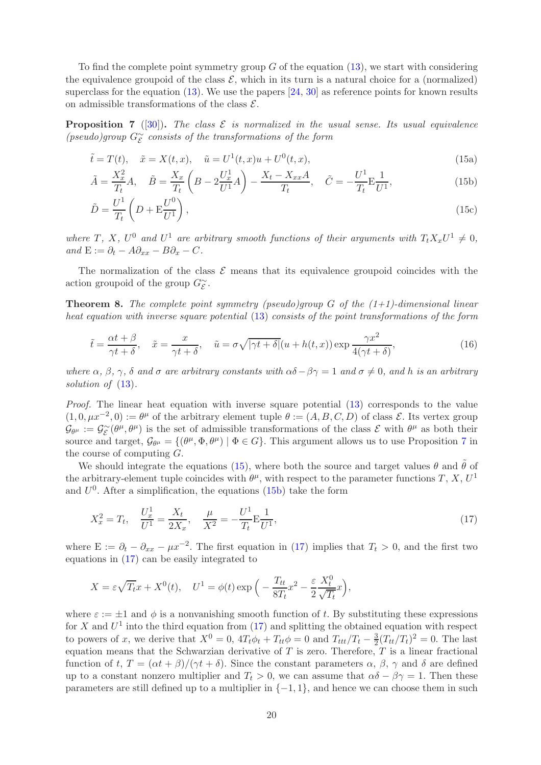To find the complete point symmetry group $G$ of the equation (13), we start with considering the equivalence groupoid of the class $\mathcal{E}$, which in its turn is a natural choice for a (normalized) superclass for the equation (13). We use the papers [24, 30] as reference points for known results on admissible transformations of the class $\mathcal{E}$.

**Proposition 7** ([30]). *The class $\mathcal{E}$ is normalized in the usual sense. Its usual equivalence (pseudo)group $G^{\sim}_{\mathcal{E}}$ consists of the transformations of the form*

$$\tilde{t} = T(t), \quad \tilde{x} = X(t,x), \quad \tilde{u} = U^1(t,x)u + U^0(t,x), \tag{15a}$$

$$\tilde{A} = \frac{X_x^2}{T_t}A, \quad \tilde{B} = \frac{X_x}{T_t}\left(B - 2\frac{U^1_x}{U^1}A\right) - \frac{X_t - X_{xx}A}{T_t}, \quad \tilde{C} = -\frac{U^1}{T_t}\mathrm{E}\frac{1}{U^1}, \tag{15b}$$

$$\tilde{D} = \frac{U^1}{T_t}\left(D + \mathrm{E}\frac{U^0}{U^1}\right), \tag{15c}$$

*where $T$, $X$, $U^0$ and $U^1$ are arbitrary smooth functions of their arguments with $T_tX_xU^1 \neq 0$, and $\mathrm{E} := \partial_t - A\partial_{xx} - B\partial_x - C$.*

The normalization of the class $\mathcal{E}$ means that its equivalence groupoid coincides with the action groupoid of the group $G^{\sim}_{\mathcal{E}}$.

**Theorem 8.** *The complete point symmetry (pseudo)group $G$ of the (1+1)-dimensional linear heat equation with inverse square potential (13) consists of the point transformations of the form*

$$\tilde{t} = \frac{\alpha t + \beta}{\gamma t + \delta}, \quad \tilde{x} = \frac{x}{\gamma t + \delta}, \quad \tilde{u} = \sigma\sqrt{|\gamma t + \delta|}(u + h(t,x))\exp\frac{\gamma x^2}{4(\gamma t + \delta)}, \tag{16}$$

*where $\alpha$, $\beta$, $\gamma$, $\delta$ and $\sigma$ are arbitrary constants with $\alpha\delta - \beta\gamma = 1$ and $\sigma \neq 0$, and $h$ is an arbitrary solution of (13).*

*Proof.* The linear heat equation with inverse square potential (13) corresponds to the value $(1, 0, \mu x^{-2}, 0) := \theta^\mu$ of the arbitrary element tuple $\theta := (A, B, C, D)$ of class $\mathcal{E}$. Its vertex group $\mathcal{G}_{\theta^\mu} := \mathcal{G}^{\sim}_{\mathcal{E}}(\theta^\mu, \theta^\mu)$ is the set of admissible transformations of the class $\mathcal{E}$ with $\theta^\mu$ as both their source and target, $\mathcal{G}_{\theta^\mu} = \{(\theta^\mu, \Phi, \theta^\mu) \mid \Phi \in G\}$. This argument allows us to use Proposition 7 in the course of computing $G$.

We should integrate the equations (15), where both the source and target values $\theta$ and $\tilde{\theta}$ of the arbitrary-element tuple coincides with $\theta^\mu$, with respect to the parameter functions $T$, $X$, $U^1$ and $U^0$. After a simplification, the equations (15b) take the form

$$X_x^2 = T_t, \quad \frac{U^1_x}{U^1} = \frac{X_t}{2X_x}, \quad \frac{\mu}{X^2} = -\frac{U^1}{T_t}\mathrm{E}\frac{1}{U^1}, \tag{17}$$

where $\mathrm{E} := \partial_t - \partial_{xx} - \mu x^{-2}$. The first equation in (17) implies that $T_t > 0$, and the first two equations in (17) can be easily integrated to

$$X = \varepsilon\sqrt{T_t}x + X^0(t), \quad U^1 = \phi(t)\exp\Big(-\frac{T_{tt}}{8T_t}x^2 - \frac{\varepsilon}{2}\frac{X^0_t}{\sqrt{T_t}}x\Big),$$

where $\varepsilon := \pm1$ and $\phi$ is a nonvanishing smooth function of $t$. By substituting these expressions for $X$ and $U^1$ into the third equation from (17) and splitting the obtained equation with respect to powers of $x$, we derive that $X^0 = 0$, $4T_t\phi_t + T_{tt}\phi = 0$ and $T_{ttt}/T_t - \frac{3}{2}(T_{tt}/T_t)^2 = 0$. The last equation means that the Schwarzian derivative of $T$ is zero. Therefore, $T$ is a linear fractional function of $t$, $T = (\alpha t + \beta)/(\gamma t + \delta)$. Since the constant parameters $\alpha$, $\beta$, $\gamma$ and $\delta$ are defined up to a constant nonzero multiplier and $T_t > 0$, we can assume that $\alpha\delta - \beta\gamma = 1$. Then these parameters are still defined up to a multiplier in $\{-1, 1\}$, and hence we can choose them in such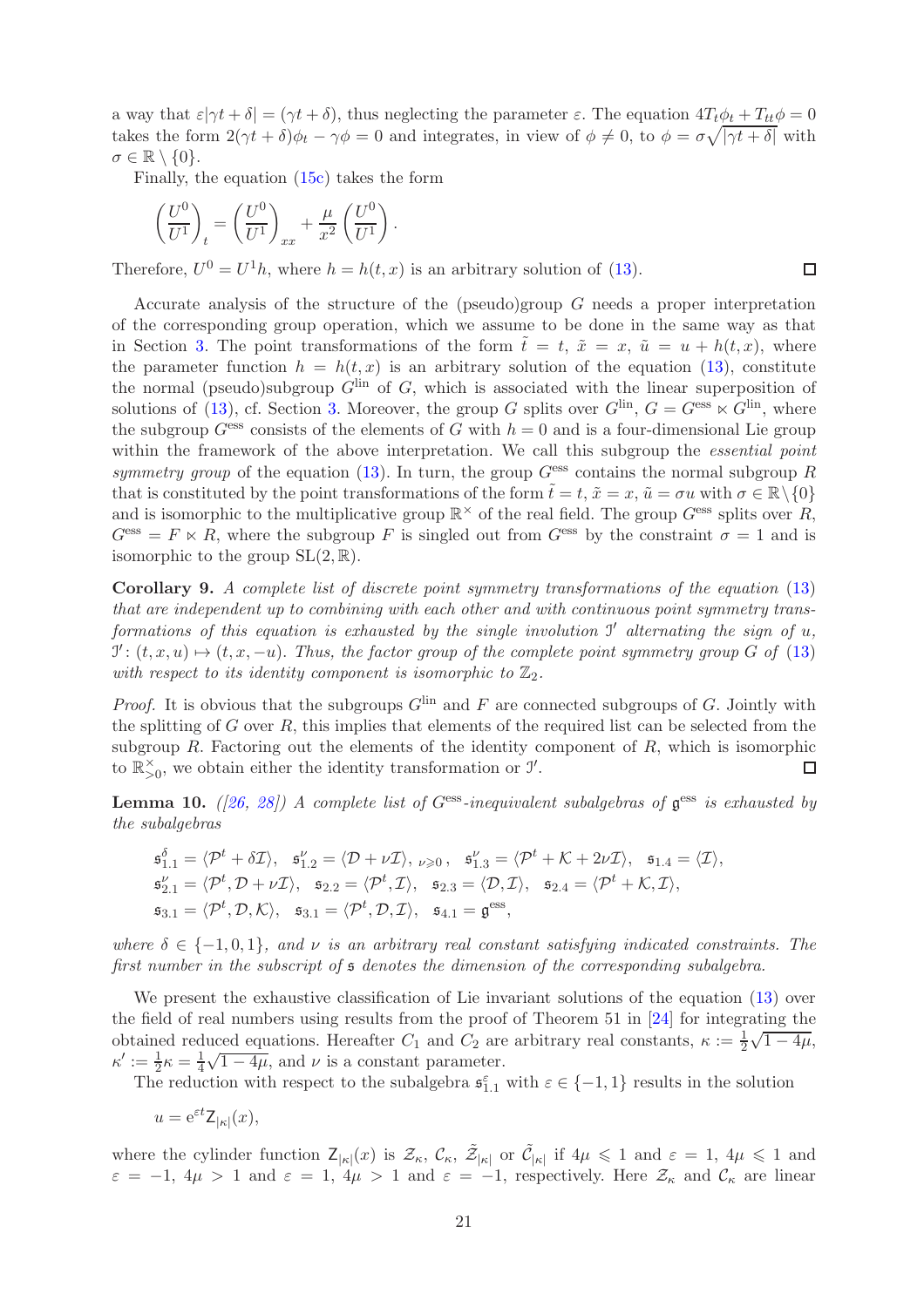a way that $\varepsilon|\gamma t+\delta| = (\gamma t+\delta)$, thus neglecting the parameter $\varepsilon$. The equation $4T_t\phi_t + T_{tt}\phi = 0$ takes the form $2(\gamma t+\delta)\phi_t - \gamma\phi = 0$ and integrates, in view of $\phi \neq 0$, to $\phi = \sigma\sqrt{|\gamma t+\delta|}$ with $\sigma \in \mathbb{R}\setminus\{0\}$.

Finally, the equation (15c) takes the form

$$\begin{pmatrix} U^0 \\ U^1 \end{pmatrix}_t = \begin{pmatrix} U^0 \\ U^1 \end{pmatrix}_{xx} + \frac{\mu}{x^2}\begin{pmatrix} U^0 \\ U^1 \end{pmatrix}.$$

Therefore, $U^0 = U^1 h$, where $h = h(t,x)$ is an arbitrary solution of (13). ∎

Accurate analysis of the structure of the (pseudo)group $G$ needs a proper interpretation of the corresponding group operation, which we assume to be done in the same way as that in Section 3. The point transformations of the form $\tilde t = t$, $\tilde x = x$, $\tilde u = u + h(t,x)$, where the parameter function $h = h(t,x)$ is an arbitrary solution of the equation (13), constitute the normal (pseudo)subgroup $G^{\rm lin}$ of $G$, which is associated with the linear superposition of solutions of (13), cf. Section 3. Moreover, the group $G$ splits over $G^{\rm lin}$, $G = G^{\rm ess} \ltimes G^{\rm lin}$, where the subgroup $G^{\rm ess}$ consists of the elements of $G$ with $h = 0$ and is a four-dimensional Lie group within the framework of the above interpretation. We call this subgroup the *essential point symmetry group* of the equation (13). In turn, the group $G^{\rm ess}$ contains the normal subgroup $R$ that is constituted by the point transformations of the form $\tilde t = t$, $\tilde x = x$, $\tilde u = \sigma u$ with $\sigma \in \mathbb{R}\setminus\{0\}$ and is isomorphic to the multiplicative group $\mathbb{R}^\times$ of the real field. The group $G^{\rm ess}$ splits over $R$, $G^{\rm ess} = F \ltimes R$, where the subgroup $F$ is singled out from $G^{\rm ess}$ by the constraint $\sigma = 1$ and is isomorphic to the group ${\rm SL}(2,\mathbb{R})$.

**Corollary 9.** *A complete list of discrete point symmetry transformations of the equation (13) that are independent up to combining with each other and with continuous point symmetry transformations of this equation is exhausted by the single involution $\mathcal{I}'$ alternating the sign of $u$, $\mathcal{I}'\colon (t,x,u) \mapsto (t,x,-u)$. Thus, the factor group of the complete point symmetry group $G$ of (13) with respect to its identity component is isomorphic to $\mathbb{Z}_2$.*

*Proof.* It is obvious that the subgroups $G^{\rm lin}$ and $F$ are connected subgroups of $G$. Jointly with the splitting of $G$ over $R$, this implies that elements of the required list can be selected from the subgroup $R$. Factoring out the elements of the identity component of $R$, which is isomorphic to $\mathbb{R}^\times_{>0}$, we obtain either the identity transformation or $\mathcal{I}'$. ∎

**Lemma 10.** *([26, 28]) A complete list of $G^{\rm ess}$-inequivalent subalgebras of $\mathfrak{g}^{\rm ess}$ is exhausted by the subalgebras*

$$\begin{aligned}
&\mathfrak{s}^\delta_{1.1} = \langle \mathcal{P}^t + \delta\mathcal{I}\rangle,\quad \mathfrak{s}^\nu_{1.2} = \langle \mathcal{D} + \nu\mathcal{I}\rangle_{,\ \nu\geqslant 0},\quad \mathfrak{s}^\nu_{1.3} = \langle \mathcal{P}^t + \mathcal{K} + 2\nu\mathcal{I}\rangle,\quad \mathfrak{s}_{1.4} = \langle \mathcal{I}\rangle,\\
&\mathfrak{s}^\nu_{2.1} = \langle \mathcal{P}^t, \mathcal{D} + \nu\mathcal{I}\rangle,\quad \mathfrak{s}_{2.2} = \langle \mathcal{P}^t, \mathcal{I}\rangle,\quad \mathfrak{s}_{2.3} = \langle \mathcal{D}, \mathcal{I}\rangle,\quad \mathfrak{s}_{2.4} = \langle \mathcal{P}^t + \mathcal{K}, \mathcal{I}\rangle,\\
&\mathfrak{s}_{3.1} = \langle \mathcal{P}^t, \mathcal{D}, \mathcal{K}\rangle,\quad \mathfrak{s}_{3.1} = \langle \mathcal{P}^t, \mathcal{D}, \mathcal{I}\rangle,\quad \mathfrak{s}_{4.1} = \mathfrak{g}^{\rm ess},
\end{aligned}$$

*where $\delta \in \{-1,0,1\}$, and $\nu$ is an arbitrary real constant satisfying indicated constraints. The first number in the subscript of $\mathfrak{s}$ denotes the dimension of the corresponding subalgebra.*

We present the exhaustive classification of Lie invariant solutions of the equation (13) over the field of real numbers using results from the proof of Theorem 51 in [24] for integrating the obtained reduced equations. Hereafter $C_1$ and $C_2$ are arbitrary real constants, $\kappa := \frac12\sqrt{1-4\mu}$, $\kappa' := \frac12\kappa = \frac14\sqrt{1-4\mu}$, and $\nu$ is a constant parameter.

The reduction with respect to the subalgebra $\mathfrak{s}^\varepsilon_{1.1}$ with $\varepsilon \in \{-1,1\}$ results in the solution

$$u = {\rm e}^{\varepsilon t}\mathsf{Z}_{|\kappa|}(x),$$

where the cylinder function $\mathsf{Z}_{|\kappa|}(x)$ is $\mathcal{Z}_\kappa$, $\mathcal{C}_\kappa$, $\tilde{\mathcal{Z}}_{|\kappa|}$ or $\tilde{\mathcal{C}}_{|\kappa|}$ if $4\mu \leqslant 1$ and $\varepsilon = 1$, $4\mu \leqslant 1$ and $\varepsilon = -1$, $4\mu > 1$ and $\varepsilon = 1$, $4\mu > 1$ and $\varepsilon = -1$, respectively. Here $\mathcal{Z}_\kappa$ and $\mathcal{C}_\kappa$ are linear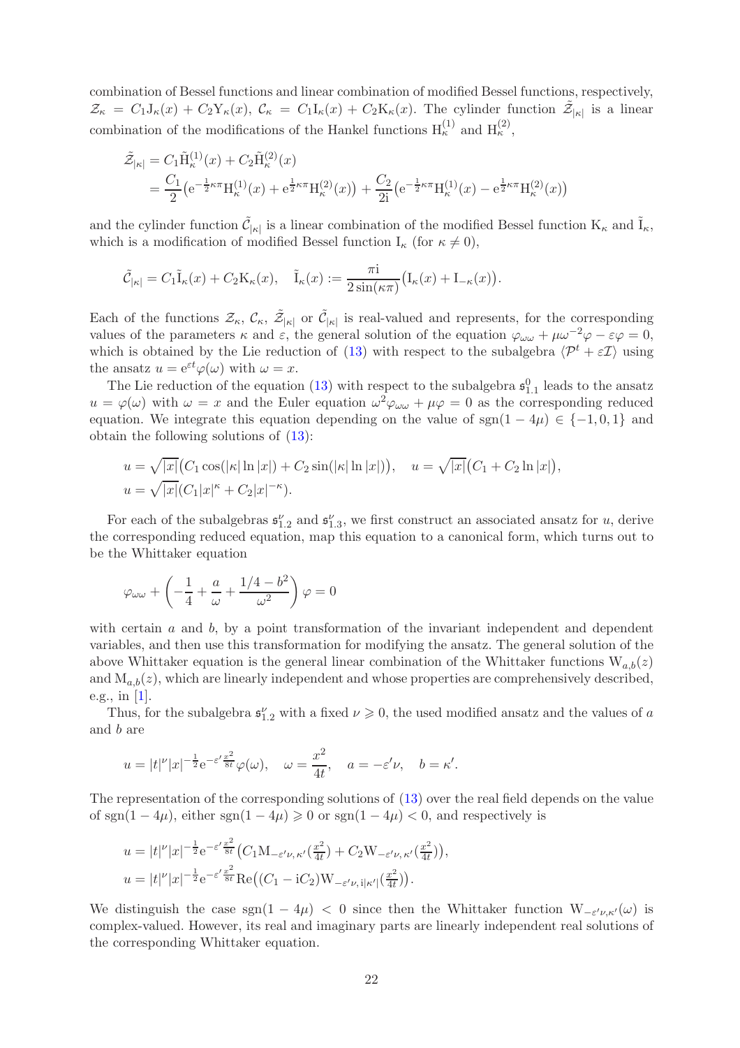combination of Bessel functions and linear combination of modified Bessel functions, respectively, $\mathcal{Z}_\kappa = C_1\mathrm{J}_\kappa(x) + C_2\mathrm{Y}_\kappa(x)$, $\mathcal{C}_\kappa = C_1\mathrm{I}_\kappa(x) + C_2\mathrm{K}_\kappa(x)$. The cylinder function $\tilde{\mathcal{Z}}_{|\kappa|}$ is a linear combination of the modifications of the Hankel functions $\mathrm{H}^{(1)}_\kappa$ and $\mathrm{H}^{(2)}_\kappa$,

$$
\begin{aligned}
\tilde{\mathcal{Z}}_{|\kappa|} &= C_1\tilde{\mathrm{H}}^{(1)}_\kappa(x) + C_2\tilde{\mathrm{H}}^{(2)}_\kappa(x) \\
&= \frac{C_1}{2}\big(\mathrm{e}^{-\frac{1}{2}\kappa\pi}\mathrm{H}^{(1)}_\kappa(x) + \mathrm{e}^{\frac{1}{2}\kappa\pi}\mathrm{H}^{(2)}_\kappa(x)\big) + \frac{C_2}{2\mathrm{i}}\big(\mathrm{e}^{-\frac{1}{2}\kappa\pi}\mathrm{H}^{(1)}_\kappa(x) - \mathrm{e}^{\frac{1}{2}\kappa\pi}\mathrm{H}^{(2)}_\kappa(x)\big)
\end{aligned}
$$

and the cylinder function $\tilde{\mathcal{C}}_{|\kappa|}$ is a linear combination of the modified Bessel function $\mathrm{K}_\kappa$ and $\tilde{\mathrm{I}}_\kappa$, which is a modification of modified Bessel function $\mathrm{I}_\kappa$ (for $\kappa \neq 0$),

$$
\tilde{\mathcal{C}}_{|\kappa|} = C_1\tilde{\mathrm{I}}_\kappa(x) + C_2\mathrm{K}_\kappa(x), \quad \tilde{\mathrm{I}}_\kappa(x) := \frac{\pi\mathrm{i}}{2\sin(\kappa\pi)}\big(\mathrm{I}_\kappa(x) + \mathrm{I}_{-\kappa}(x)\big).
$$

Each of the functions $\mathcal{Z}_\kappa$, $\mathcal{C}_\kappa$, $\tilde{\mathcal{Z}}_{|\kappa|}$ or $\tilde{\mathcal{C}}_{|\kappa|}$ is real-valued and represents, for the corresponding values of the parameters $\kappa$ and $\varepsilon$, the general solution of the equation $\varphi_{\omega\omega} + \mu\omega^{-2}\varphi - \varepsilon\varphi = 0$, which is obtained by the Lie reduction of (13) with respect to the subalgebra $\langle \mathcal{P}^t + \varepsilon\mathcal{I}\rangle$ using the ansatz $u = \mathrm{e}^{\varepsilon t}\varphi(\omega)$ with $\omega = x$.

The Lie reduction of the equation (13) with respect to the subalgebra $\mathfrak{s}^0_{1.1}$ leads to the ansatz $u = \varphi(\omega)$ with $\omega = x$ and the Euler equation $\omega^2\varphi_{\omega\omega} + \mu\varphi = 0$ as the corresponding reduced equation. We integrate this equation depending on the value of $\mathrm{sgn}(1-4\mu) \in \{-1, 0, 1\}$ and obtain the following solutions of (13):

$$
\begin{aligned}
&u = \sqrt{|x|}\big(C_1\cos(|\kappa|\ln|x|) + C_2\sin(|\kappa|\ln|x|)\big), \quad u = \sqrt{|x|}\big(C_1 + C_2\ln|x|\big), \\
&u = \sqrt{|x|}(C_1|x|^\kappa + C_2|x|^{-\kappa}).
\end{aligned}
$$

For each of the subalgebras $\mathfrak{s}^\nu_{1.2}$ and $\mathfrak{s}^\nu_{1.3}$, we first construct an associated ansatz for $u$, derive the corresponding reduced equation, map this equation to a canonical form, which turns out to be the Whittaker equation

$$
\varphi_{\omega\omega} + \left(-\frac{1}{4} + \frac{a}{\omega} + \frac{1/4 - b^2}{\omega^2}\right)\varphi = 0
$$

with certain $a$ and $b$, by a point transformation of the invariant independent and dependent variables, and then use this transformation for modifying the ansatz. The general solution of the above Whittaker equation is the general linear combination of the Whittaker functions $\mathrm{W}_{a,b}(z)$ and $\mathrm{M}_{a,b}(z)$, which are linearly independent and whose properties are comprehensively described, e.g., in [1].

Thus, for the subalgebra $\mathfrak{s}^\nu_{1.2}$ with a fixed $\nu \geqslant 0$, the used modified ansatz and the values of $a$ and $b$ are

$$
u = |t|^\nu|x|^{-\frac{1}{2}}\mathrm{e}^{-\varepsilon'\frac{x^2}{8t}}\varphi(\omega), \quad \omega = \frac{x^2}{4t}, \quad a = -\varepsilon'\nu, \quad b = \kappa'.
$$

The representation of the corresponding solutions of (13) over the real field depends on the value of $\mathrm{sgn}(1-4\mu)$, either $\mathrm{sgn}(1-4\mu) \geqslant 0$ or $\mathrm{sgn}(1-4\mu) < 0$, and respectively is

$$
\begin{aligned}
&u = |t|^\nu|x|^{-\frac{1}{2}}\mathrm{e}^{-\varepsilon'\frac{x^2}{8t}}\big(C_1\mathrm{M}_{-\varepsilon'\nu,\,\kappa'}(\tfrac{x^2}{4t}) + C_2\mathrm{W}_{-\varepsilon'\nu,\,\kappa'}(\tfrac{x^2}{4t})\big), \\
&u = |t|^\nu|x|^{-\frac{1}{2}}\mathrm{e}^{-\varepsilon'\frac{x^2}{8t}}\mathrm{Re}\big((C_1 - \mathrm{i}C_2)\mathrm{W}_{-\varepsilon'\nu,\,\mathrm{i}|\kappa'|}(\tfrac{x^2}{4t})\big).
\end{aligned}
$$

We distinguish the case $\mathrm{sgn}(1-4\mu) < 0$ since then the Whittaker function $\mathrm{W}_{-\varepsilon'\nu,\kappa'}(\omega)$ is complex-valued. However, its real and imaginary parts are linearly independent real solutions of the corresponding Whittaker equation.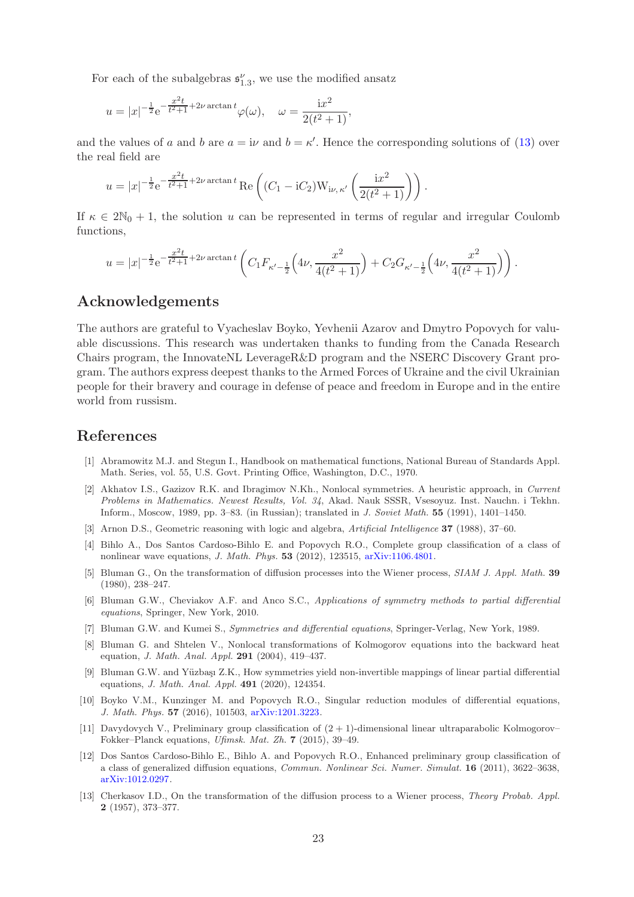For each of the subalgebras $\mathfrak{s}^{\nu}_{1.3}$, we use the modified ansatz

$$u = |x|^{-\frac{1}{2}} \mathrm{e}^{-\frac{x^2 t}{t^2+1} + 2\nu \arctan t} \varphi(\omega), \quad \omega = \frac{\mathrm{i}x^2}{2(t^2+1)},$$

and the values of $a$ and $b$ are $a = \mathrm{i}\nu$ and $b = \kappa'$. Hence the corresponding solutions of (13) over the real field are

$$u = |x|^{-\frac{1}{2}} \mathrm{e}^{-\frac{x^2 t}{t^2+1} + 2\nu \arctan t} \operatorname{Re}\left( (C_1 - \mathrm{i}C_2) \mathrm{W}_{\mathrm{i}\nu,\,\kappa'}\left( \frac{\mathrm{i}x^2}{2(t^2+1)} \right) \right).$$

If $\kappa \in 2\mathbb{N}_0 + 1$, the solution $u$ can be represented in terms of regular and irregular Coulomb functions,

$$u = |x|^{-\frac{1}{2}} \mathrm{e}^{-\frac{x^2 t}{t^2+1} + 2\nu \arctan t} \left( C_1 F_{\kappa' - \frac{1}{2}}\Big(4\nu, \frac{x^2}{4(t^2+1)}\Big) + C_2 G_{\kappa' - \frac{1}{2}}\Big(4\nu, \frac{x^2}{4(t^2+1)}\Big) \right).$$

## Acknowledgements

The authors are grateful to Vyacheslav Boyko, Yevhenii Azarov and Dmytro Popovych for valuable discussions. This research was undertaken thanks to funding from the Canada Research Chairs program, the InnovateNL LeverageR&D program and the NSERC Discovery Grant program. The authors express deepest thanks to the Armed Forces of Ukraine and the civil Ukrainian people for their bravery and courage in defense of peace and freedom in Europe and in the entire world from russism.

## References

[1] Abramowitz M.J. and Stegun I., Handbook on mathematical functions, National Bureau of Standards Appl. Math. Series, vol. 55, U.S. Govt. Printing Office, Washington, D.C., 1970.

[2] Akhatov I.S., Gazizov R.K. and Ibragimov N.Kh., Nonlocal symmetries. A heuristic approach, in *Current Problems in Mathematics. Newest Results, Vol. 34*, Akad. Nauk SSSR, Vsesoyuz. Inst. Nauchn. i Tekhn. Inform., Moscow, 1989, pp. 3–83. (in Russian); translated in *J. Soviet Math.* **55** (1991), 1401–1450.

[3] Arnon D.S., Geometric reasoning with logic and algebra, *Artificial Intelligence* **37** (1988), 37–60.

[4] Bihlo A., Dos Santos Cardoso-Bihlo E. and Popovych R.O., Complete group classification of a class of nonlinear wave equations, *J. Math. Phys.* **53** (2012), 123515, arXiv:1106.4801.

[5] Bluman G., On the transformation of diffusion processes into the Wiener process, *SIAM J. Appl. Math.* **39** (1980), 238–247.

[6] Bluman G.W., Cheviakov A.F. and Anco S.C., *Applications of symmetry methods to partial differential equations*, Springer, New York, 2010.

[7] Bluman G.W. and Kumei S., *Symmetries and differential equations*, Springer-Verlag, New York, 1989.

[8] Bluman G. and Shtelen V., Nonlocal transformations of Kolmogorov equations into the backward heat equation, *J. Math. Anal. Appl.* **291** (2004), 419–437.

[9] Bluman G.W. and Yüzbaşı Z.K., How symmetries yield non-invertible mappings of linear partial differential equations, *J. Math. Anal. Appl.* **491** (2020), 124354.

[10] Boyko V.M., Kunzinger M. and Popovych R.O., Singular reduction modules of differential equations, *J. Math. Phys.* **57** (2016), 101503, arXiv:1201.3223.

[11] Davydovych V., Preliminary group classification of $(2+1)$-dimensional linear ultraparabolic Kolmogorov–Fokker–Planck equations, *Ufimsk. Mat. Zh.* **7** (2015), 39–49.

[12] Dos Santos Cardoso-Bihlo E., Bihlo A. and Popovych R.O., Enhanced preliminary group classification of a class of generalized diffusion equations, *Commun. Nonlinear Sci. Numer. Simulat.* **16** (2011), 3622–3638, arXiv:1012.0297.

[13] Cherkasov I.D., On the transformation of the diffusion process to a Wiener process, *Theory Probab. Appl.* **2** (1957), 373–377.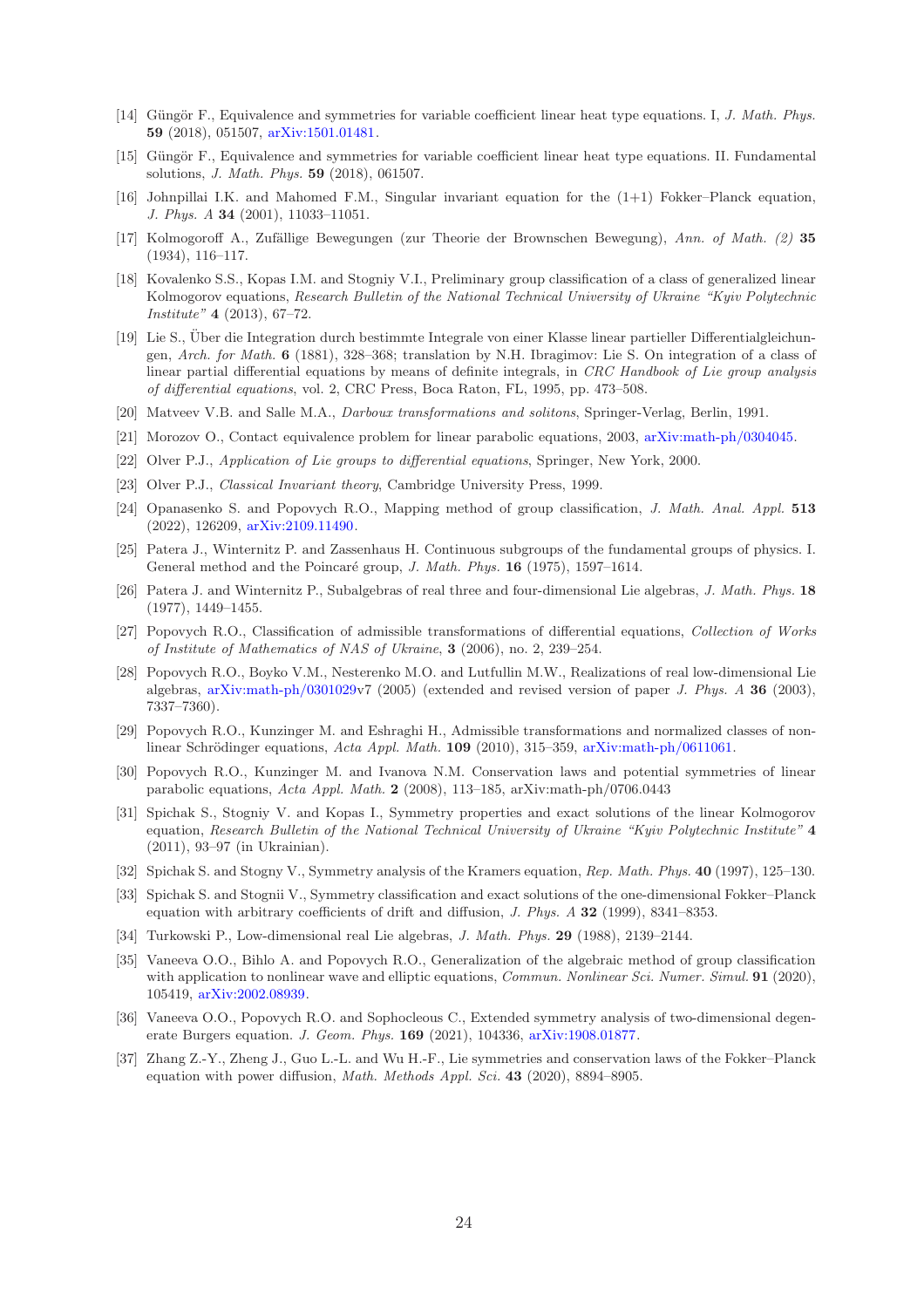[14] Güngör F., Equivalence and symmetries for variable coefficient linear heat type equations. I, *J. Math. Phys.* **59** (2018), 051507, arXiv:1501.01481.

[15] Güngör F., Equivalence and symmetries for variable coefficient linear heat type equations. II. Fundamental solutions, *J. Math. Phys.* **59** (2018), 061507.

[16] Johnpillai I.K. and Mahomed F.M., Singular invariant equation for the (1+1) Fokker–Planck equation, *J. Phys. A* **34** (2001), 11033–11051.

[17] Kolmogoroff A., Zufällige Bewegungen (zur Theorie der Brownschen Bewegung), *Ann. of Math. (2)* **35** (1934), 116–117.

[18] Kovalenko S.S., Kopas I.M. and Stogniy V.I., Preliminary group classification of a class of generalized linear Kolmogorov equations, *Research Bulletin of the National Technical University of Ukraine "Kyiv Polytechnic Institute"* **4** (2013), 67–72.

[19] Lie S., Über die Integration durch bestimmte Integrale von einer Klasse linear partieller Differentialgleichungen, *Arch. for Math.* **6** (1881), 328–368; translation by N.H. Ibragimov: Lie S. On integration of a class of linear partial differential equations by means of definite integrals, in *CRC Handbook of Lie group analysis of differential equations*, vol. 2, CRC Press, Boca Raton, FL, 1995, pp. 473–508.

[20] Matveev V.B. and Salle M.A., *Darboux transformations and solitons*, Springer-Verlag, Berlin, 1991.

[21] Morozov O., Contact equivalence problem for linear parabolic equations, 2003, arXiv:math-ph/0304045.

[22] Olver P.J., *Application of Lie groups to differential equations*, Springer, New York, 2000.

[23] Olver P.J., *Classical Invariant theory*, Cambridge University Press, 1999.

[24] Opanasenko S. and Popovych R.O., Mapping method of group classification, *J. Math. Anal. Appl.* **513** (2022), 126209, arXiv:2109.11490.

[25] Patera J., Winternitz P. and Zassenhaus H. Continuous subgroups of the fundamental groups of physics. I. General method and the Poincaré group, *J. Math. Phys.* **16** (1975), 1597–1614.

[26] Patera J. and Winternitz P., Subalgebras of real three and four-dimensional Lie algebras, *J. Math. Phys.* **18** (1977), 1449–1455.

[27] Popovych R.O., Classification of admissible transformations of differential equations, *Collection of Works of Institute of Mathematics of NAS of Ukraine*, **3** (2006), no. 2, 239–254.

[28] Popovych R.O., Boyko V.M., Nesterenko M.O. and Lutfullin M.W., Realizations of real low-dimensional Lie algebras, arXiv:math-ph/0301029v7 (2005) (extended and revised version of paper *J. Phys. A* **36** (2003), 7337–7360).

[29] Popovych R.O., Kunzinger M. and Eshraghi H., Admissible transformations and normalized classes of nonlinear Schrödinger equations, *Acta Appl. Math.* **109** (2010), 315–359, arXiv:math-ph/0611061.

[30] Popovych R.O., Kunzinger M. and Ivanova N.M. Conservation laws and potential symmetries of linear parabolic equations, *Acta Appl. Math.* **2** (2008), 113–185, arXiv:math-ph/0706.0443

[31] Spichak S., Stogniy V. and Kopas I., Symmetry properties and exact solutions of the linear Kolmogorov equation, *Research Bulletin of the National Technical University of Ukraine "Kyiv Polytechnic Institute"* **4** (2011), 93–97 (in Ukrainian).

[32] Spichak S. and Stogny V., Symmetry analysis of the Kramers equation, *Rep. Math. Phys.* **40** (1997), 125–130.

[33] Spichak S. and Stognii V., Symmetry classification and exact solutions of the one-dimensional Fokker–Planck equation with arbitrary coefficients of drift and diffusion, *J. Phys. A* **32** (1999), 8341–8353.

[34] Turkowski P., Low-dimensional real Lie algebras, *J. Math. Phys.* **29** (1988), 2139–2144.

[35] Vaneeva O.O., Bihlo A. and Popovych R.O., Generalization of the algebraic method of group classification with application to nonlinear wave and elliptic equations, *Commun. Nonlinear Sci. Numer. Simul.* **91** (2020), 105419, arXiv:2002.08939.

[36] Vaneeva O.O., Popovych R.O. and Sophocleous C., Extended symmetry analysis of two-dimensional degenerate Burgers equation. *J. Geom. Phys.* **169** (2021), 104336, arXiv:1908.01877.

[37] Zhang Z.-Y., Zheng J., Guo L.-L. and Wu H.-F., Lie symmetries and conservation laws of the Fokker–Planck equation with power diffusion, *Math. Methods Appl. Sci.* **43** (2020), 8894–8905.